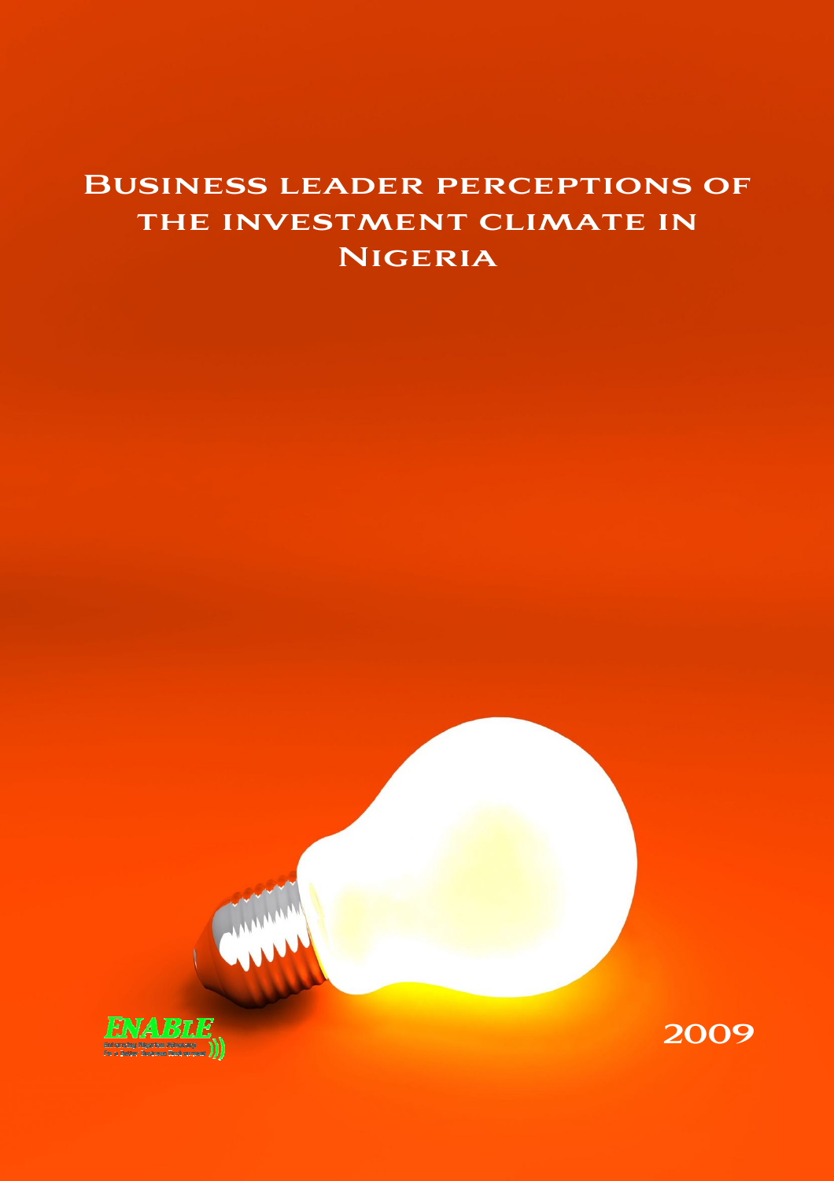# Business leader perceptions of the investment climate in Nigeria

ENABLE

Enhancing Nigerian Advocacy for a Better Business Environment

2009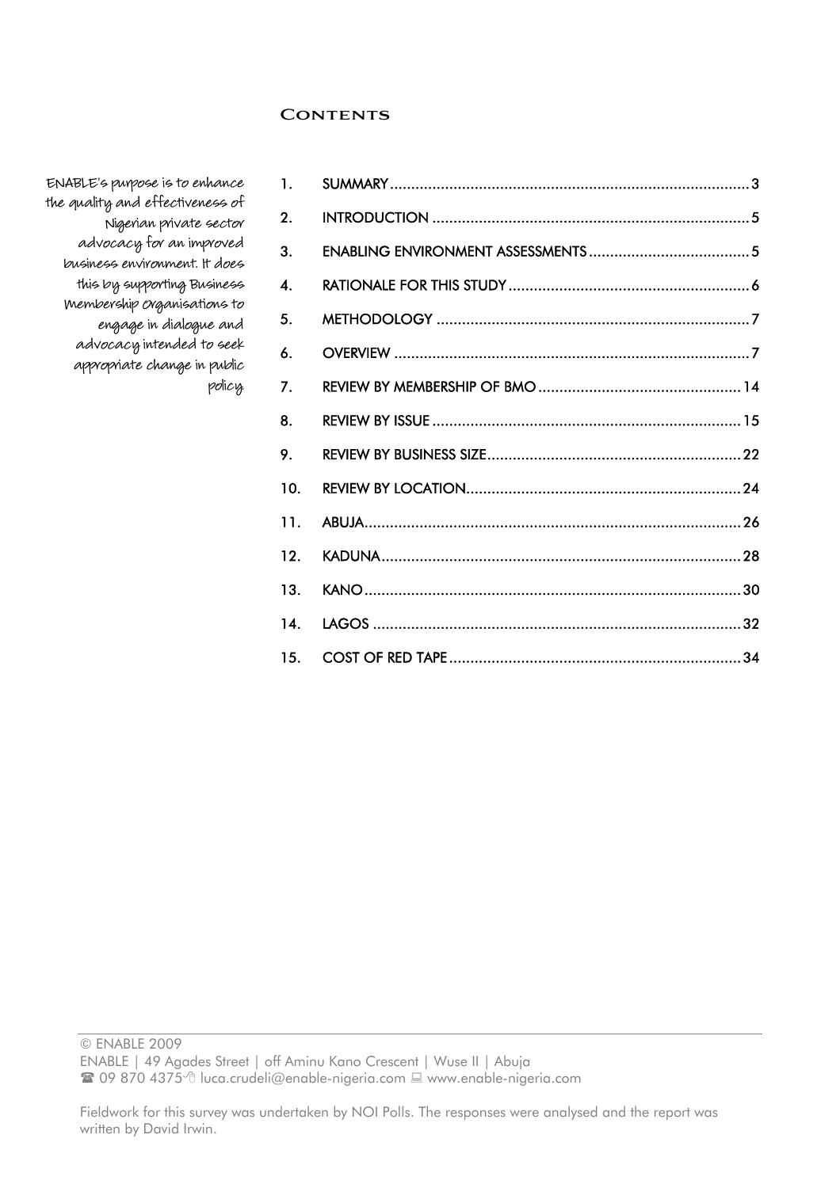# Contents

ENABLE's purpose is to enhance the quality and effectiveness of Nigerian private sector advocacy for an improved business environment. It does this by supporting Business Membership Organisations to engage in dialogue and advocacy intended to seek appropriate change in public policy.

1. SUMMARY .......... 3
2. INTRODUCTION .......... 5
3. ENABLING ENVIRONMENT ASSESSMENTS .......... 5
4. RATIONALE FOR THIS STUDY .......... 6
5. METHODOLOGY .......... 7
6. OVERVIEW .......... 7
7. REVIEW BY MEMBERSHIP OF BMO .......... 14
8. REVIEW BY ISSUE .......... 15
9. REVIEW BY BUSINESS SIZE .......... 22
10. REVIEW BY LOCATION .......... 24
11. ABUJA .......... 26
12. KADUNA .......... 28
13. KANO .......... 30
14. LAGOS .......... 32
15. COST OF RED TAPE .......... 34

© ENABLE 2009
ENABLE | 49 Agades Street | off Aminu Kano Crescent | Wuse II | Abuja
☎ 09 870 4375 luca.crudeli@enable-nigeria.com www.enable-nigeria.com

Fieldwork for this survey was undertaken by NOI Polls. The responses were analysed and the report was written by David Irwin.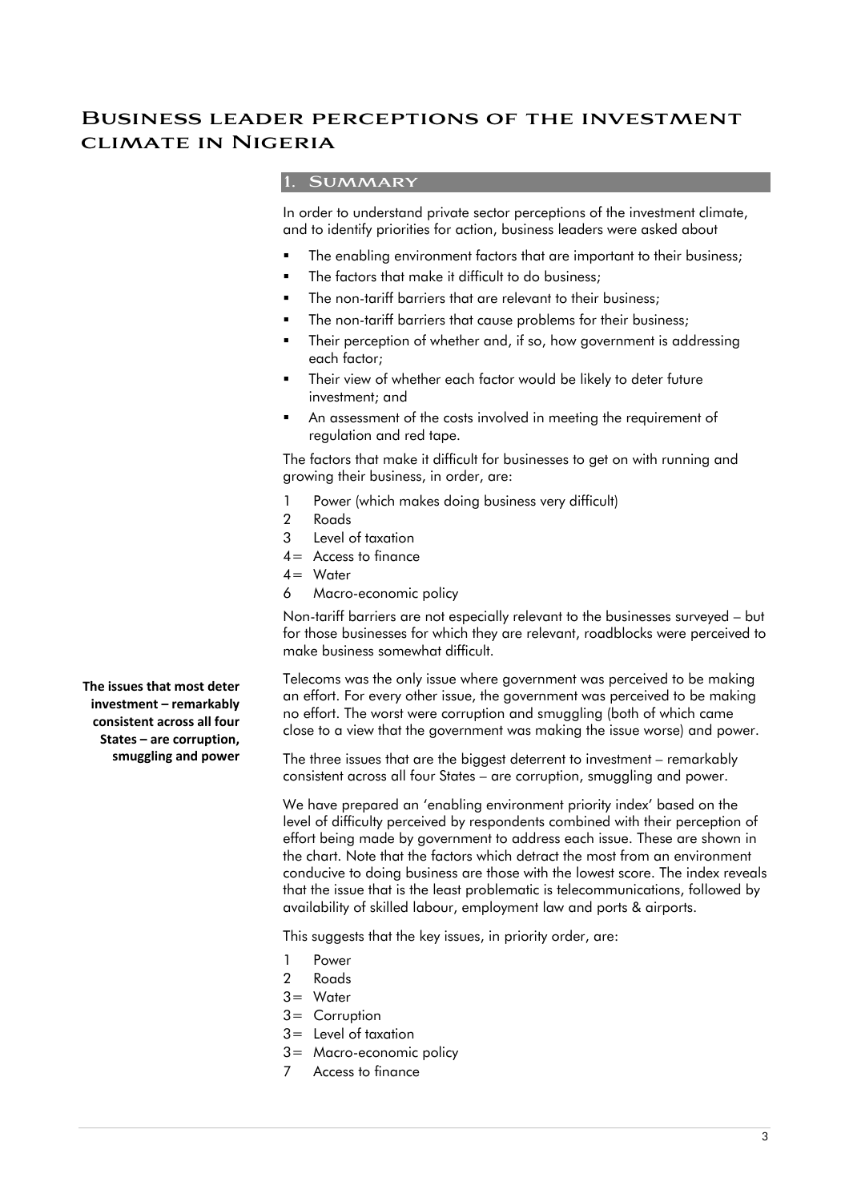# Business leader perceptions of the investment climate in Nigeria

## 1. Summary

In order to understand private sector perceptions of the investment climate, and to identify priorities for action, business leaders were asked about

- The enabling environment factors that are important to their business;
- The factors that make it difficult to do business;
- The non-tariff barriers that are relevant to their business;
- The non-tariff barriers that cause problems for their business;
- Their perception of whether and, if so, how government is addressing each factor;
- Their view of whether each factor would be likely to deter future investment; and
- An assessment of the costs involved in meeting the requirement of regulation and red tape.

The factors that make it difficult for businesses to get on with running and growing their business, in order, are:

1 Power (which makes doing business very difficult)
2 Roads
3 Level of taxation
4= Access to finance
4= Water
6 Macro-economic policy

Non-tariff barriers are not especially relevant to the businesses surveyed – but for those businesses for which they are relevant, roadblocks were perceived to make business somewhat difficult.

**The issues that most deter investment – remarkably consistent across all four States – are corruption, smuggling and power**

Telecoms was the only issue where government was perceived to be making an effort. For every other issue, the government was perceived to be making no effort. The worst were corruption and smuggling (both of which came close to a view that the government was making the issue worse) and power.

The three issues that are the biggest deterrent to investment – remarkably consistent across all four States – are corruption, smuggling and power.

We have prepared an 'enabling environment priority index' based on the level of difficulty perceived by respondents combined with their perception of effort being made by government to address each issue. These are shown in the chart. Note that the factors which detract the most from an environment conducive to doing business are those with the lowest score. The index reveals that the issue that is the least problematic is telecommunications, followed by availability of skilled labour, employment law and ports & airports.

This suggests that the key issues, in priority order, are:

1 Power
2 Roads
3= Water
3= Corruption
3= Level of taxation
3= Macro-economic policy
7 Access to finance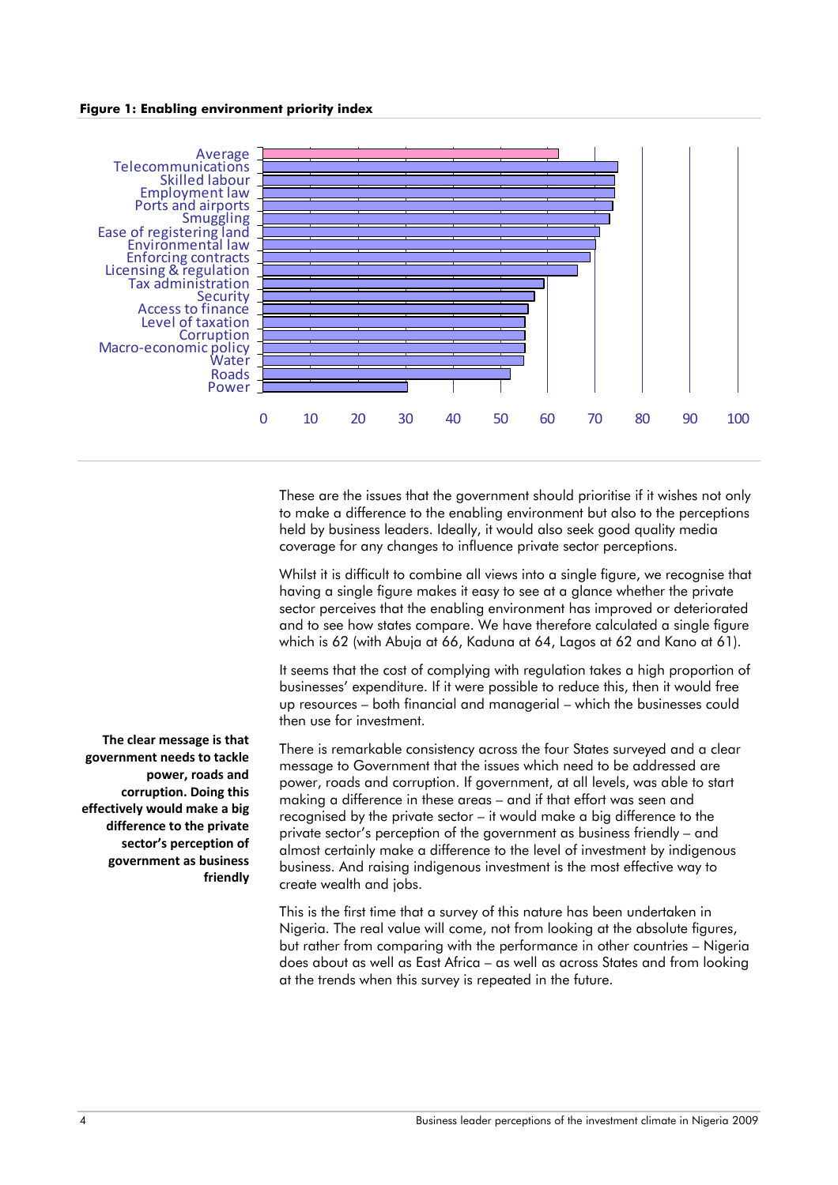**Figure 1: Enabling environment priority index**

| Item | Index |
|---|---|
| Average | 62 |
| Telecommunications | 75 |
| Skilled labour | 74 |
| Employment law | 74 |
| Ports and airports | 74 |
| Smuggling | 73 |
| Ease of registering land | 71 |
| Environmental law | 70 |
| Enforcing contracts | 69 |
| Licensing & regulation | 66 |
| Tax administration | 59 |
| Security | 57 |
| Access to finance | 56 |
| Level of taxation | 55 |
| Corruption | 55 |
| Macro-economic policy | 55 |
| Water | 55 |
| Roads | 52 |
| Power | 30 |

These are the issues that the government should prioritise if it wishes not only to make a difference to the enabling environment but also to the perceptions held by business leaders. Ideally, it would also seek good quality media coverage for any changes to influence private sector perceptions.

Whilst it is difficult to combine all views into a single figure, we recognise that having a single figure makes it easy to see at a glance whether the private sector perceives that the enabling environment has improved or deteriorated and to see how states compare. We have therefore calculated a single figure which is 62 (with Abuja at 66, Kaduna at 64, Lagos at 62 and Kano at 61).

It seems that the cost of complying with regulation takes a high proportion of businesses' expenditure. If it were possible to reduce this, then it would free up resources – both financial and managerial – which the businesses could then use for investment.

**The clear message is that government needs to tackle power, roads and corruption. Doing this effectively would make a big difference to the private sector's perception of government as business friendly**

There is remarkable consistency across the four States surveyed and a clear message to Government that the issues which need to be addressed are power, roads and corruption. If government, at all levels, was able to start making a difference in these areas – and if that effort was seen and recognised by the private sector – it would make a big difference to the private sector's perception of the government as business friendly – and almost certainly make a difference to the level of investment by indigenous business. And raising indigenous investment is the most effective way to create wealth and jobs.

This is the first time that a survey of this nature has been undertaken in Nigeria. The real value will come, not from looking at the absolute figures, but rather from comparing with the performance in other countries – Nigeria does about as well as East Africa – as well as across States and from looking at the trends when this survey is repeated in the future.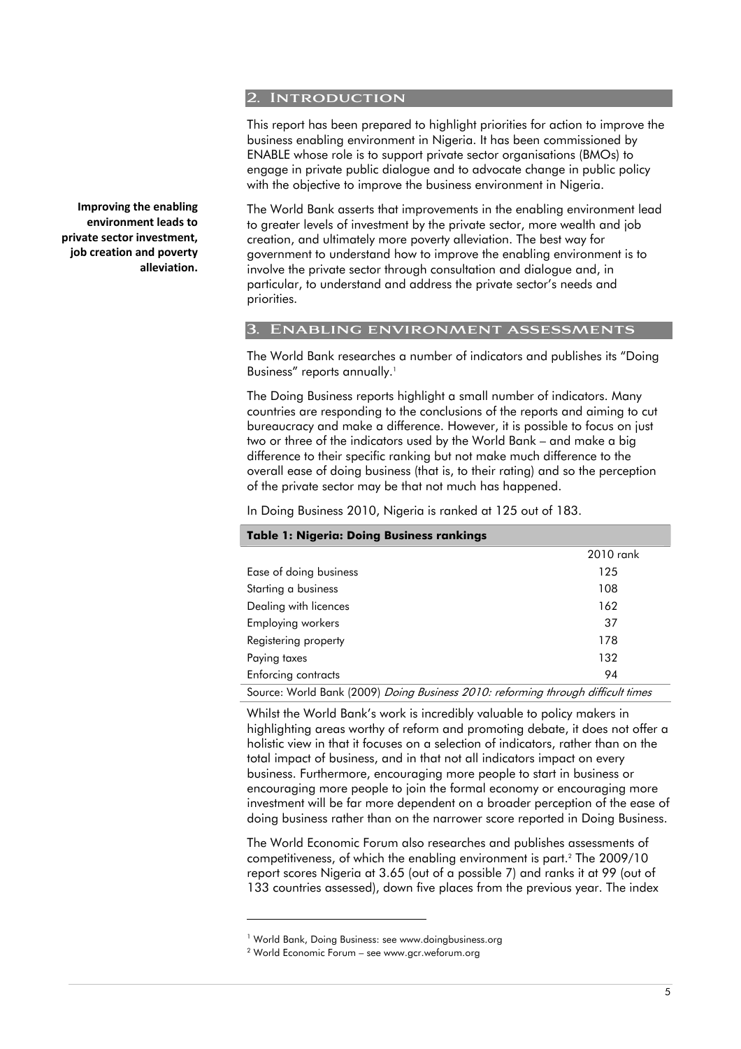## 2. Introduction

This report has been prepared to highlight priorities for action to improve the business enabling environment in Nigeria. It has been commissioned by ENABLE whose role is to support private sector organisations (BMOs) to engage in private public dialogue and to advocate change in public policy with the objective to improve the business environment in Nigeria.

**Improving the enabling environment leads to private sector investment, job creation and poverty alleviation.**

The World Bank asserts that improvements in the enabling environment lead to greater levels of investment by the private sector, more wealth and job creation, and ultimately more poverty alleviation. The best way for government to understand how to improve the enabling environment is to involve the private sector through consultation and dialogue and, in particular, to understand and address the private sector's needs and priorities.

## 3. Enabling environment assessments

The World Bank researches a number of indicators and publishes its "Doing Business" reports annually.[1]

The Doing Business reports highlight a small number of indicators. Many countries are responding to the conclusions of the reports and aiming to cut bureaucracy and make a difference. However, it is possible to focus on just two or three of the indicators used by the World Bank – and make a big difference to their specific ranking but not make much difference to the overall ease of doing business (that is, to their rating) and so the perception of the private sector may be that not much has happened.

In Doing Business 2010, Nigeria is ranked at 125 out of 183.

**Table 1: Nigeria: Doing Business rankings**

| | 2010 rank |
|---|---|
| Ease of doing business | 125 |
| Starting a business | 108 |
| Dealing with licences | 162 |
| Employing workers | 37 |
| Registering property | 178 |
| Paying taxes | 132 |
| Enforcing contracts | 94 |

Source: World Bank (2009) *Doing Business 2010: reforming through difficult times*

Whilst the World Bank's work is incredibly valuable to policy makers in highlighting areas worthy of reform and promoting debate, it does not offer a holistic view in that it focuses on a selection of indicators, rather than on the total impact of business, and in that not all indicators impact on every business. Furthermore, encouraging more people to start in business or encouraging more people to join the formal economy or encouraging more investment will be far more dependent on a broader perception of the ease of doing business rather than on the narrower score reported in Doing Business.

The World Economic Forum also researches and publishes assessments of competitiveness, of which the enabling environment is part.[2] The 2009/10 report scores Nigeria at 3.65 (out of a possible 7) and ranks it at 99 (out of 133 countries assessed), down five places from the previous year. The index

---

[1] World Bank, Doing Business: see www.doingbusiness.org

[2] World Economic Forum – see www.gcr.weforum.org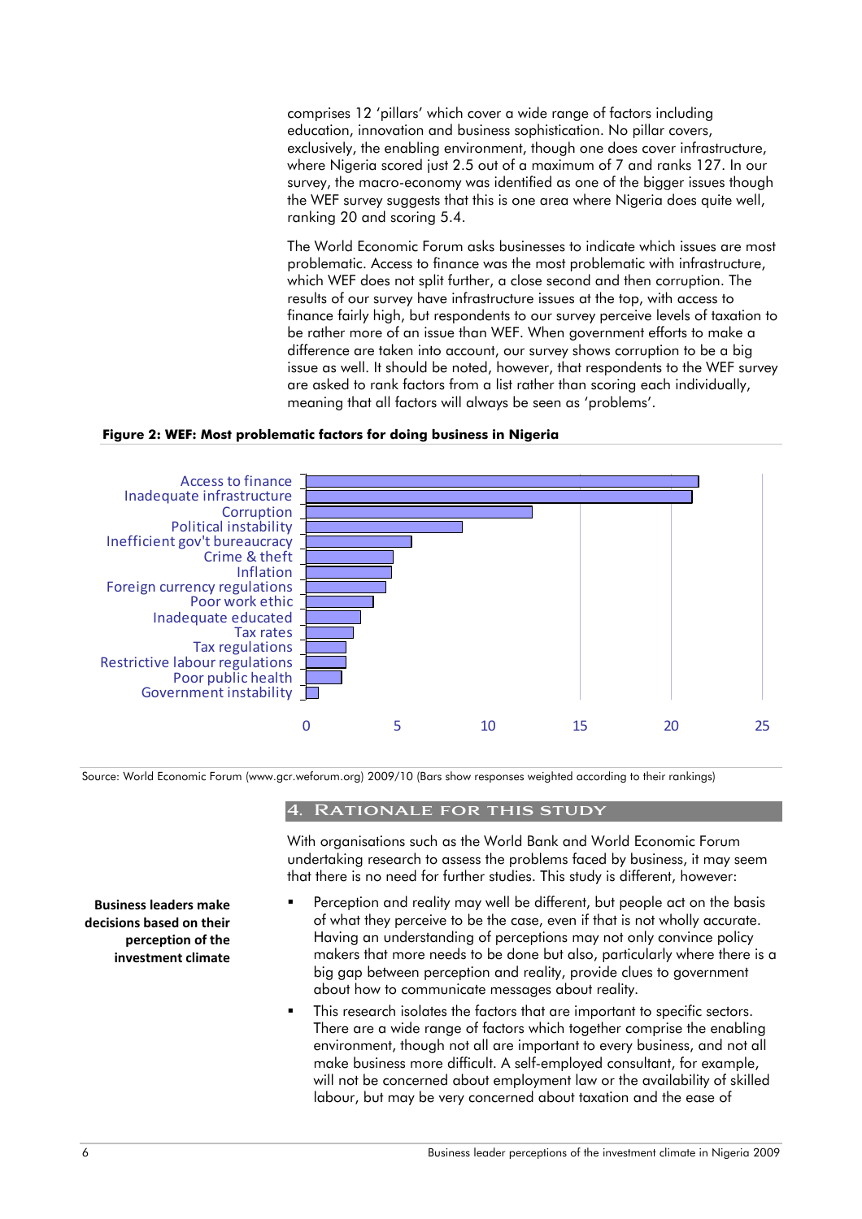comprises 12 'pillars' which cover a wide range of factors including education, innovation and business sophistication. No pillar covers, exclusively, the enabling environment, though one does cover infrastructure, where Nigeria scored just 2.5 out of a maximum of 7 and ranks 127. In our survey, the macro-economy was identified as one of the bigger issues though the WEF survey suggests that this is one area where Nigeria does quite well, ranking 20 and scoring 5.4.

The World Economic Forum asks businesses to indicate which issues are most problematic. Access to finance was the most problematic with infrastructure, which WEF does not split further, a close second and then corruption. The results of our survey have infrastructure issues at the top, with access to finance fairly high, but respondents to our survey perceive levels of taxation to be rather more of an issue than WEF. When government efforts to make a difference are taken into account, our survey shows corruption to be a big issue as well. It should be noted, however, that respondents to the WEF survey are asked to rank factors from a list rather than scoring each individually, meaning that all factors will always be seen as 'problems'.

**Figure 2: WEF: Most problematic factors for doing business in Nigeria**

| Factor | Value (approx.) |
| --- | --- |
| Access to finance | 21.5 |
| Inadequate infrastructure | 21.2 |
| Corruption | 12.4 |
| Political instability | 8.6 |
| Inefficient gov't bureaucracy | 5.8 |
| Crime & theft | 4.8 |
| Inflation | 4.7 |
| Foreign currency regulations | 4.4 |
| Poor work ethic | 3.7 |
| Inadequate educated | 3.0 |
| Tax rates | 2.6 |
| Tax regulations | 2.2 |
| Restrictive labour regulations | 2.2 |
| Poor public health | 2.0 |
| Government instability | 0.7 |

Source: World Economic Forum (www.gcr.weforum.org) 2009/10 (Bars show responses weighted according to their rankings)

## 4. Rationale for this study

With organisations such as the World Bank and World Economic Forum undertaking research to assess the problems faced by business, it may seem that there is no need for further studies. This study is different, however:

**Business leaders make decisions based on their perception of the investment climate**

- Perception and reality may well be different, but people act on the basis of what they perceive to be the case, even if that is not wholly accurate. Having an understanding of perceptions may not only convince policy makers that more needs to be done but also, particularly where there is a big gap between perception and reality, provide clues to government about how to communicate messages about reality.
- This research isolates the factors that are important to specific sectors. There are a wide range of factors which together comprise the enabling environment, though not all are important to every business, and not all make business more difficult. A self-employed consultant, for example, will not be concerned about employment law or the availability of skilled labour, but may be very concerned about taxation and the ease of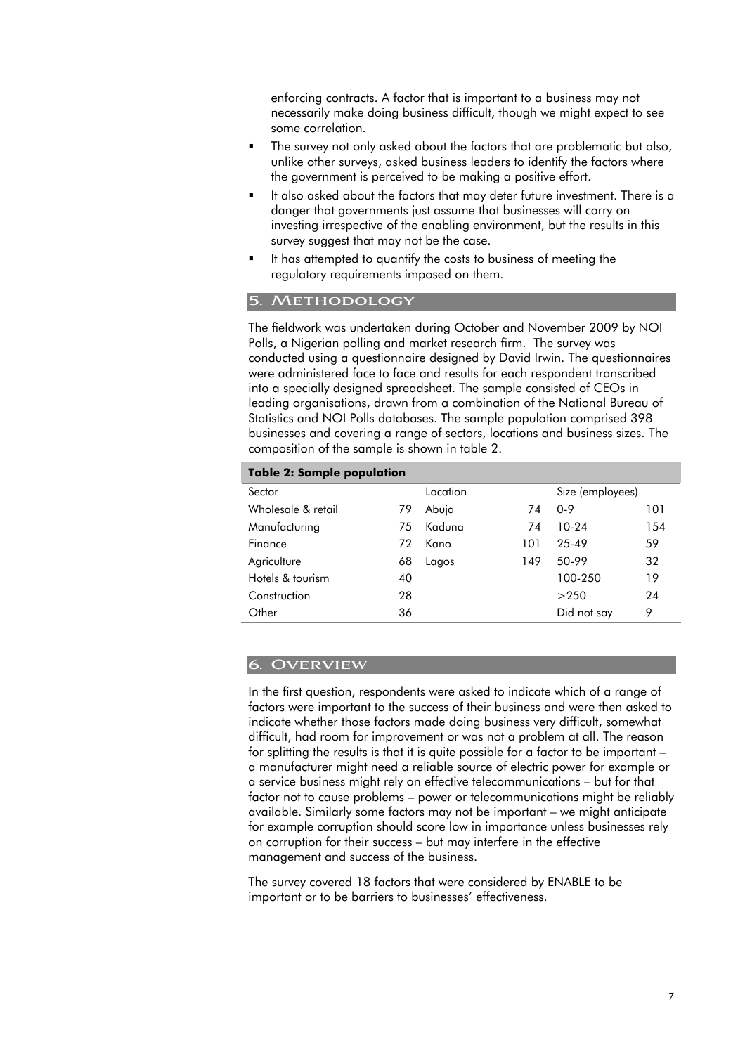enforcing contracts. A factor that is important to a business may not necessarily make doing business difficult, though we might expect to see some correlation.

- The survey not only asked about the factors that are problematic but also, unlike other surveys, asked business leaders to identify the factors where the government is perceived to be making a positive effort.
- It also asked about the factors that may deter future investment. There is a danger that governments just assume that businesses will carry on investing irrespective of the enabling environment, but the results in this survey suggest that may not be the case.
- It has attempted to quantify the costs to business of meeting the regulatory requirements imposed on them.

## 5. Methodology

The fieldwork was undertaken during October and November 2009 by NOI Polls, a Nigerian polling and market research firm. The survey was conducted using a questionnaire designed by David Irwin. The questionnaires were administered face to face and results for each respondent transcribed into a specially designed spreadsheet. The sample consisted of CEOs in leading organisations, drawn from a combination of the National Bureau of Statistics and NOI Polls databases. The sample population comprised 398 businesses and covering a range of sectors, locations and business sizes. The composition of the sample is shown in table 2.

**Table 2: Sample population**

| Sector | | Location | | Size (employees) | |
|---|---|---|---|---|---|
| Wholesale & retail | 79 | Abuja | 74 | 0-9 | 101 |
| Manufacturing | 75 | Kaduna | 74 | 10-24 | 154 |
| Finance | 72 | Kano | 101 | 25-49 | 59 |
| Agriculture | 68 | Lagos | 149 | 50-99 | 32 |
| Hotels & tourism | 40 | | | 100-250 | 19 |
| Construction | 28 | | | >250 | 24 |
| Other | 36 | | | Did not say | 9 |

## 6. Overview

In the first question, respondents were asked to indicate which of a range of factors were important to the success of their business and were then asked to indicate whether those factors made doing business very difficult, somewhat difficult, had room for improvement or was not a problem at all. The reason for splitting the results is that it is quite possible for a factor to be important – a manufacturer might need a reliable source of electric power for example or a service business might rely on effective telecommunications – but for that factor not to cause problems – power or telecommunications might be reliably available. Similarly some factors may not be important – we might anticipate for example corruption should score low in importance unless businesses rely on corruption for their success – but may interfere in the effective management and success of the business.

The survey covered 18 factors that were considered by ENABLE to be important or to be barriers to businesses' effectiveness.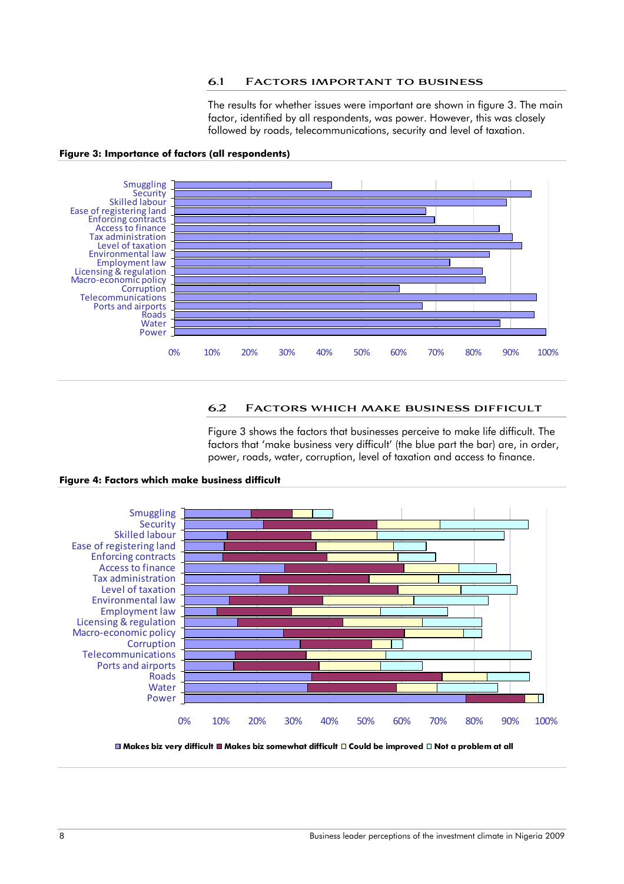## 6.1 Factors important to business

The results for whether issues were important are shown in figure 3. The main factor, identified by all respondents, was power. However, this was closely followed by roads, telecommunications, security and level of taxation.

**Figure 3: Importance of factors (all respondents)**

## 6.2 Factors which make business difficult

Figure 3 shows the factors that businesses perceive to make life difficult. The factors that 'make business very difficult' (the blue part the bar) are, in order, power, roads, water, corruption, level of taxation and access to finance.

**Figure 4: Factors which make business difficult**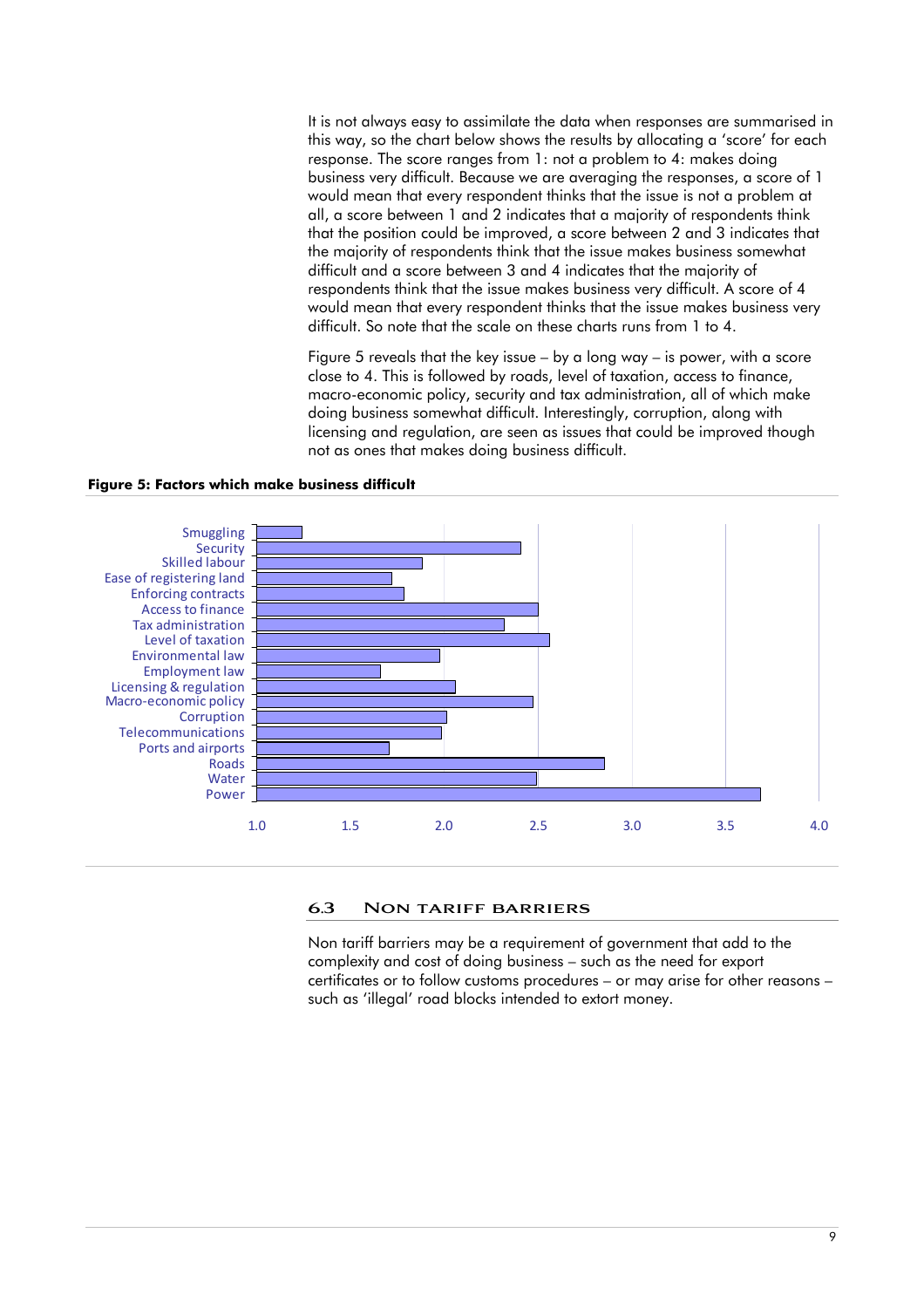It is not always easy to assimilate the data when responses are summarised in this way, so the chart below shows the results by allocating a 'score' for each response. The score ranges from 1: not a problem to 4: makes doing business very difficult. Because we are averaging the responses, a score of 1 would mean that every respondent thinks that the issue is not a problem at all, a score between 1 and 2 indicates that a majority of respondents think that the position could be improved, a score between 2 and 3 indicates that the majority of respondents think that the issue makes business somewhat difficult and a score between 3 and 4 indicates that the majority of respondents think that the issue makes business very difficult. A score of 4 would mean that every respondent thinks that the issue makes business very difficult. So note that the scale on these charts runs from 1 to 4.

Figure 5 reveals that the key issue – by a long way – is power, with a score close to 4. This is followed by roads, level of taxation, access to finance, macro-economic policy, security and tax administration, all of which make doing business somewhat difficult. Interestingly, corruption, along with licensing and regulation, are seen as issues that could be improved though not as ones that makes doing business difficult.

**Figure 5: Factors which make business difficult**

| Factor | Score (approx.) |
|---|---|
| Smuggling | 1.25 |
| Security | 2.4 |
| Skilled labour | 1.9 |
| Ease of registering land | 1.7 |
| Enforcing contracts | 1.8 |
| Access to finance | 2.5 |
| Tax administration | 2.3 |
| Level of taxation | 2.55 |
| Environmental law | 2.0 |
| Employment law | 1.65 |
| Licensing & regulation | 2.05 |
| Macro-economic policy | 2.5 |
| Corruption | 2.0 |
| Telecommunications | 2.0 |
| Ports and airports | 1.7 |
| Roads | 2.85 |
| Water | 2.5 |
| Power | 3.7 |

## 6.3 Non Tariff Barriers

Non tariff barriers may be a requirement of government that add to the complexity and cost of doing business – such as the need for export certificates or to follow customs procedures – or may arise for other reasons – such as 'illegal' road blocks intended to extort money.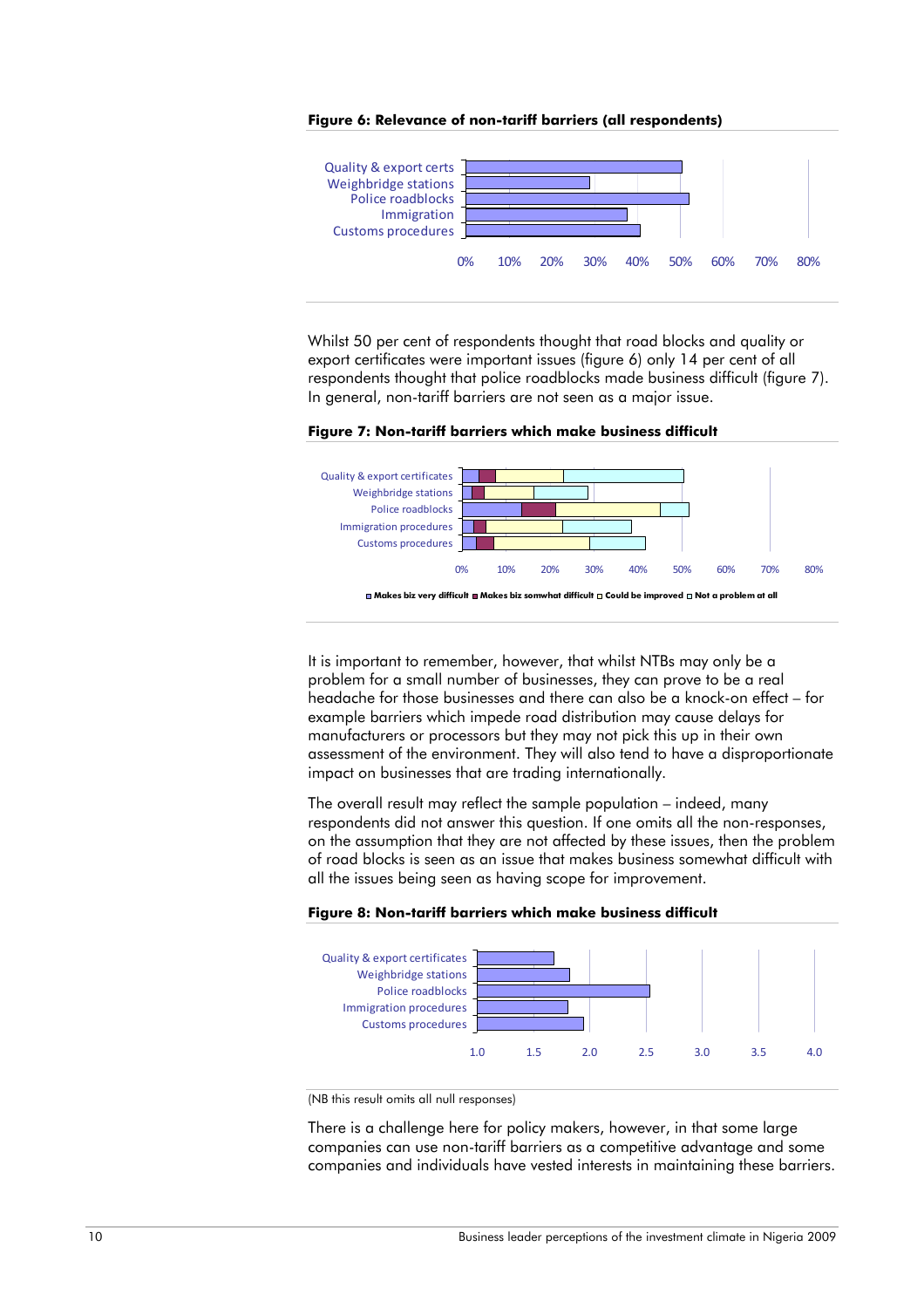**Figure 6: Relevance of non-tariff barriers (all respondents)**

Whilst 50 per cent of respondents thought that road blocks and quality or export certificates were important issues (figure 6) only 14 per cent of all respondents thought that police roadblocks made business difficult (figure 7). In general, non-tariff barriers are not seen as a major issue.

**Figure 7: Non-tariff barriers which make business difficult**

It is important to remember, however, that whilst NTBs may only be a problem for a small number of businesses, they can prove to be a real headache for those businesses and there can also be a knock-on effect – for example barriers which impede road distribution may cause delays for manufacturers or processors but they may not pick this up in their own assessment of the environment. They will also tend to have a disproportionate impact on businesses that are trading internationally.

The overall result may reflect the sample population – indeed, many respondents did not answer this question. If one omits all the non-responses, on the assumption that they are not affected by these issues, then the problem of road blocks is seen as an issue that makes business somewhat difficult with all the issues being seen as having scope for improvement.

**Figure 8: Non-tariff barriers which make business difficult**

(NB this result omits all null responses)

There is a challenge here for policy makers, however, in that some large companies can use non-tariff barriers as a competitive advantage and some companies and individuals have vested interests in maintaining these barriers.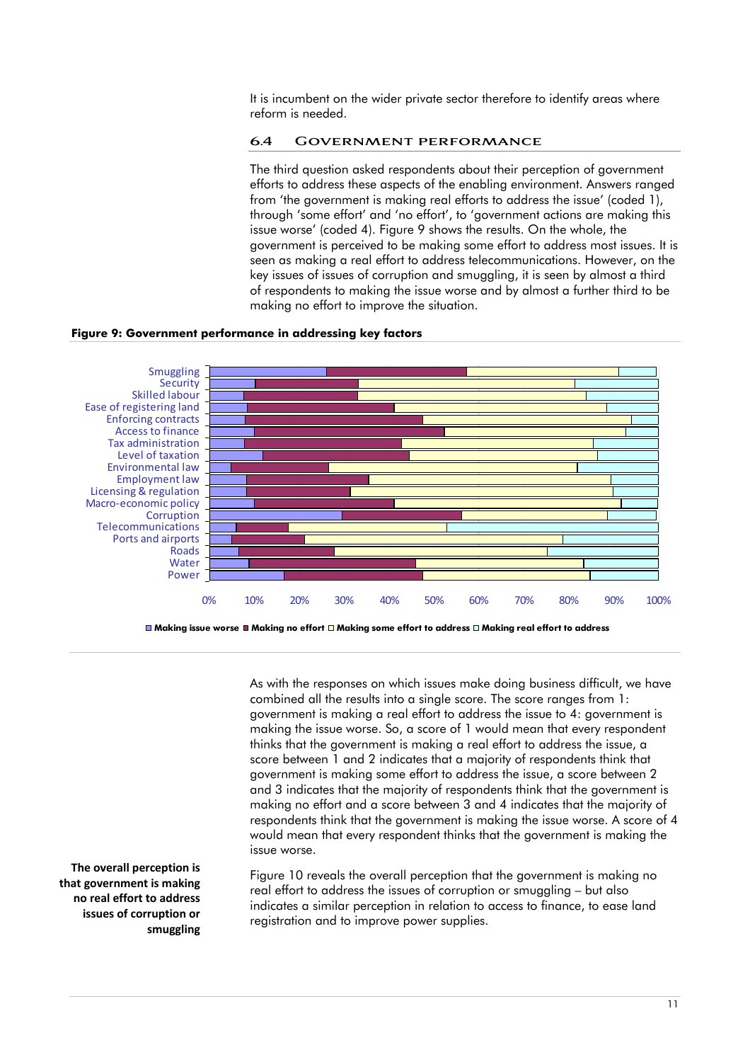It is incumbent on the wider private sector therefore to identify areas where reform is needed.

### 6.4 Government performance

The third question asked respondents about their perception of government efforts to address these aspects of the enabling environment. Answers ranged from 'the government is making real efforts to address the issue' (coded 1), through 'some effort' and 'no effort', to 'government actions are making this issue worse' (coded 4). Figure 9 shows the results. On the whole, the government is perceived to be making some effort to address most issues. It is seen as making a real effort to address telecommunications. However, on the key issues of issues of corruption and smuggling, it is seen by almost a third of respondents to making the issue worse and by almost a further third to be making no effort to improve the situation.

**Figure 9: Government performance in addressing key factors**

Smuggling
Security
Skilled labour
Ease of registering land
Enforcing contracts
Access to finance
Tax administration
Level of taxation
Environmental law
Employment law
Licensing & regulation
Macro-economic policy
Corruption
Telecommunications
Ports and airports
Roads
Water
Power

0% 10% 20% 30% 40% 50% 60% 70% 80% 90% 100%

Making issue worse | Making no effort | Making some effort to address | Making real effort to address

As with the responses on which issues make doing business difficult, we have combined all the results into a single score. The score ranges from 1: government is making a real effort to address the issue to 4: government is making the issue worse. So, a score of 1 would mean that every respondent thinks that the government is making a real effort to address the issue, a score between 1 and 2 indicates that a majority of respondents think that government is making some effort to address the issue, a score between 2 and 3 indicates that the majority of respondents think that the government is making no effort and a score between 3 and 4 indicates that the majority of respondents think that the government is making the issue worse. A score of 4 would mean that every respondent thinks that the government is making the issue worse.

**The overall perception is that government is making no real effort to address issues of corruption or smuggling**

Figure 10 reveals the overall perception that the government is making no real effort to address the issues of corruption or smuggling – but also indicates a similar perception in relation to access to finance, to ease land registration and to improve power supplies.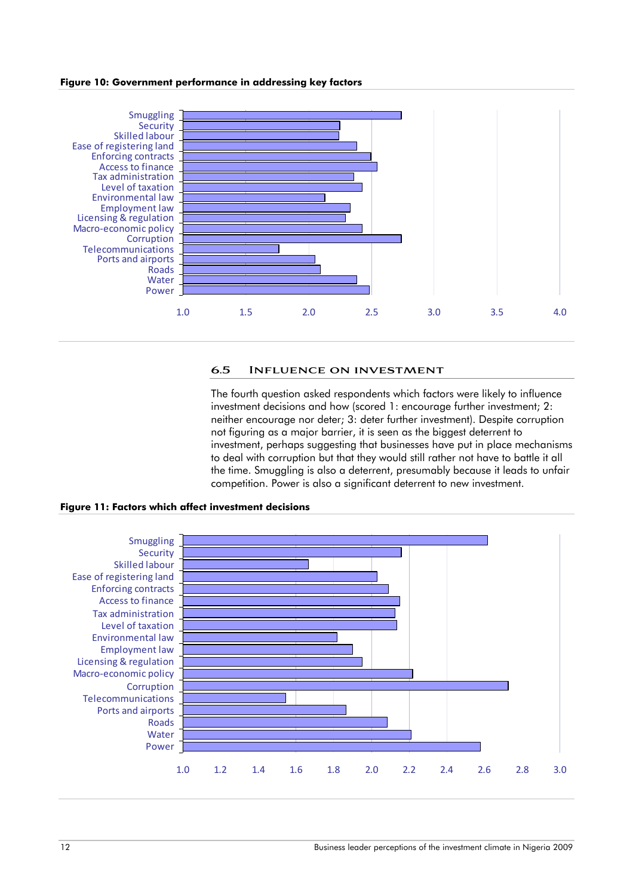**Figure 10: Government performance in addressing key factors**

| Factor |
|---|
| Smuggling |
| Security |
| Skilled labour |
| Ease of registering land |
| Enforcing contracts |
| Access to finance |
| Tax administration |
| Level of taxation |
| Environmental law |
| Employment law |
| Licensing & regulation |
| Macro-economic policy |
| Corruption |
| Telecommunications |
| Ports and airports |
| Roads |
| Water |
| Power |

Axis: 1.0, 1.5, 2.0, 2.5, 3.0, 3.5, 4.0

## 6.5 Influence on investment

The fourth question asked respondents which factors were likely to influence investment decisions and how (scored 1: encourage further investment; 2: neither encourage nor deter; 3: deter further investment). Despite corruption not figuring as a major barrier, it is seen as the biggest deterrent to investment, perhaps suggesting that businesses have put in place mechanisms to deal with corruption but that they would still rather not have to battle it all the time. Smuggling is also a deterrent, presumably because it leads to unfair competition. Power is also a significant deterrent to new investment.

**Figure 11: Factors which affect investment decisions**

| Factor |
|---|
| Smuggling |
| Security |
| Skilled labour |
| Ease of registering land |
| Enforcing contracts |
| Access to finance |
| Tax administration |
| Level of taxation |
| Environmental law |
| Employment law |
| Licensing & regulation |
| Macro-economic policy |
| Corruption |
| Telecommunications |
| Ports and airports |
| Roads |
| Water |
| Power |

Axis: 1.0, 1.2, 1.4, 1.6, 1.8, 2.0, 2.2, 2.4, 2.6, 2.8, 3.0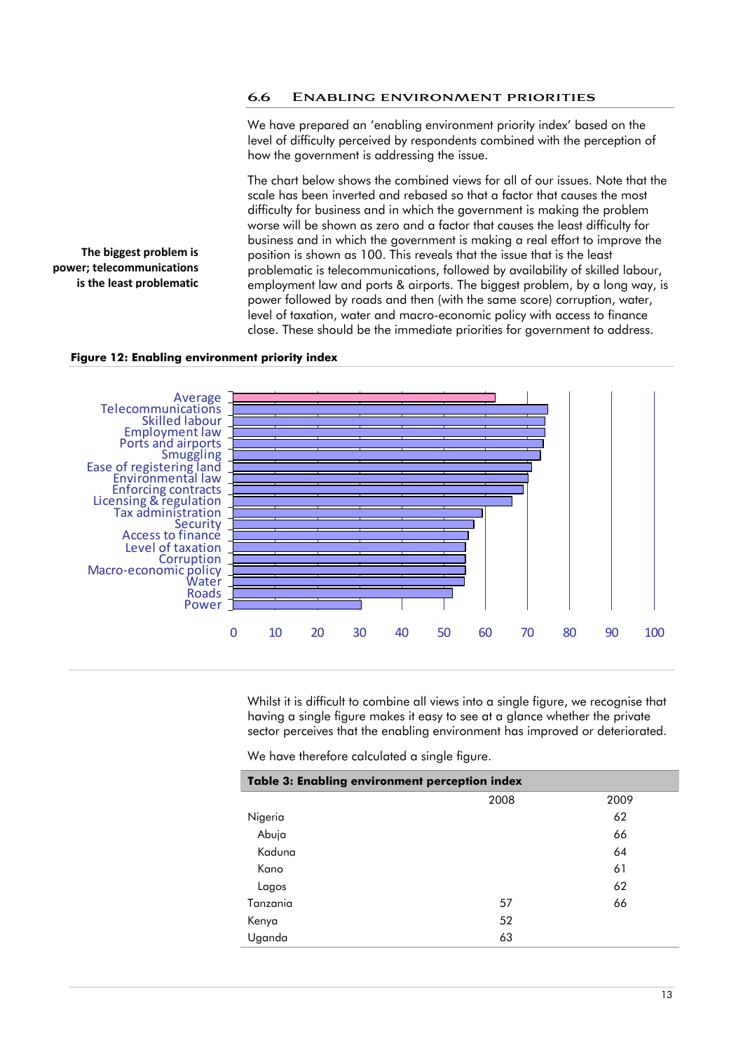### 6.6 Enabling environment priorities

We have prepared an 'enabling environment priority index' based on the level of difficulty perceived by respondents combined with the perception of how the government is addressing the issue.

**The biggest problem is power; telecommunications is the least problematic**

The chart below shows the combined views for all of our issues. Note that the scale has been inverted and rebased so that a factor that causes the most difficulty for business and in which the government is making the problem worse will be shown as zero and a factor that causes the least difficulty for business and in which the government is making a real effort to improve the position is shown as 100. This reveals that the issue that is the least problematic is telecommunications, followed by availability of skilled labour, employment law and ports & airports. The biggest problem, by a long way, is power followed by roads and then (with the same score) corruption, water, level of taxation, water and macro-economic policy with access to finance close. These should be the immediate priorities for government to address.

**Figure 12: Enabling environment priority index**

Categories (top to bottom): Average, Telecommunications, Skilled labour, Employment law, Ports and airports, Smuggling, Ease of registering land, Environmental law, Enforcing contracts, Licensing & regulation, Tax administration, Security, Access to finance, Level of taxation, Corruption, Macro-economic policy, Water, Roads, Power

Axis: 0, 10, 20, 30, 40, 50, 60, 70, 80, 90, 100

Whilst it is difficult to combine all views into a single figure, we recognise that having a single figure makes it easy to see at a glance whether the private sector perceives that the enabling environment has improved or deteriorated.

We have therefore calculated a single figure.

**Table 3: Enabling environment perception index**

| | 2008 | 2009 |
|---|---|---|
| Nigeria | | 62 |
| Abuja | | 66 |
| Kaduna | | 64 |
| Kano | | 61 |
| Lagos | | 62 |
| Tanzania | 57 | 66 |
| Kenya | 52 | |
| Uganda | 63 | |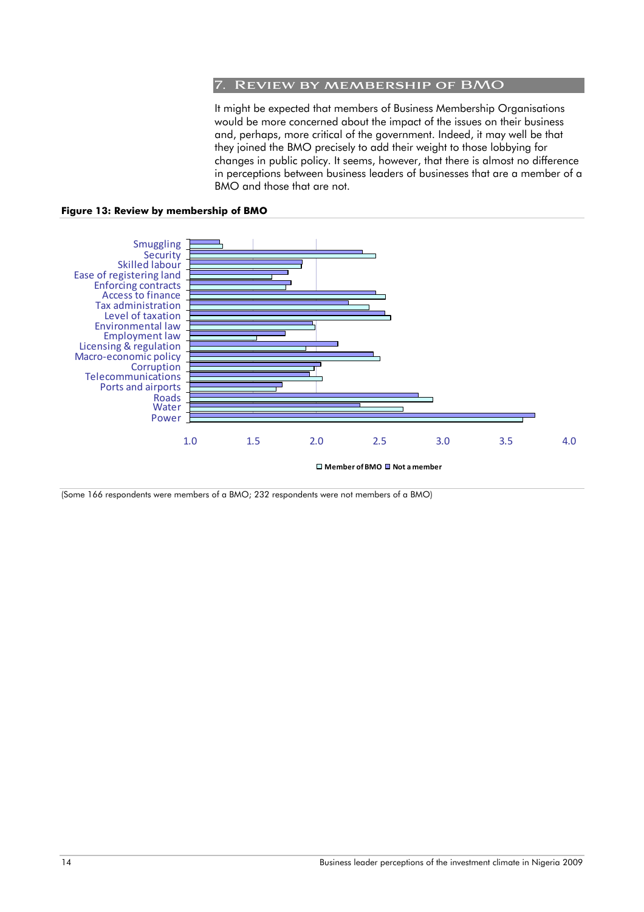## 7. Review by membership of BMO

It might be expected that members of Business Membership Organisations would be more concerned about the impact of the issues on their business and, perhaps, more critical of the government. Indeed, it may well be that they joined the BMO precisely to add their weight to those lobbying for changes in public policy. It seems, however, that there is almost no difference in perceptions between business leaders of businesses that are a member of a BMO and those that are not.

**Figure 13: Review by membership of BMO**

(Some 166 respondents were members of a BMO; 232 respondents were not members of a BMO)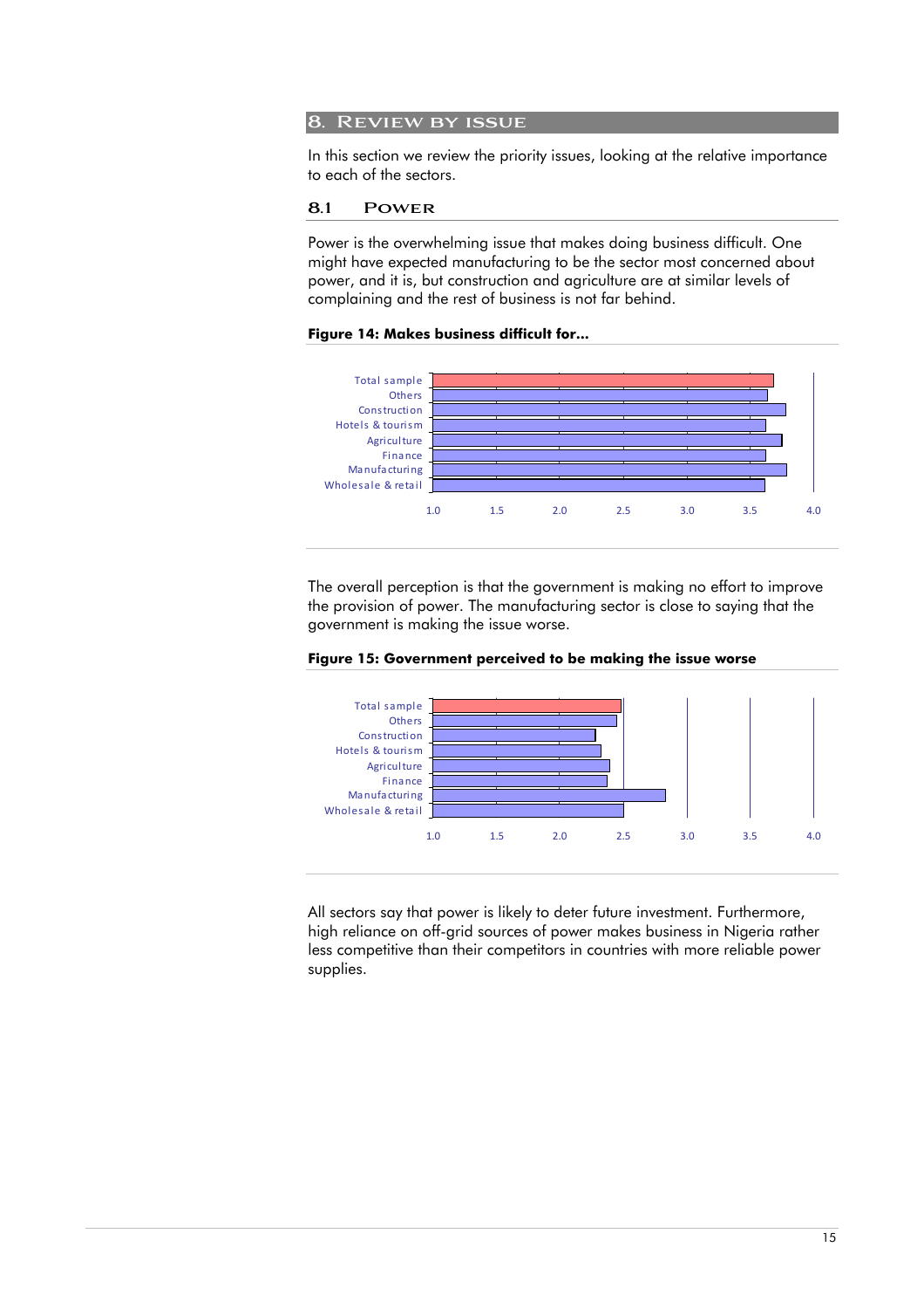# 8. Review by issue

In this section we review the priority issues, looking at the relative importance to each of the sectors.

## 8.1 Power

Power is the overwhelming issue that makes doing business difficult. One might have expected manufacturing to be the sector most concerned about power, and it is, but construction and agriculture are at similar levels of complaining and the rest of business is not far behind.

**Figure 14: Makes business difficult for...**

The overall perception is that the government is making no effort to improve the provision of power. The manufacturing sector is close to saying that the government is making the issue worse.

**Figure 15: Government perceived to be making the issue worse**

All sectors say that power is likely to deter future investment. Furthermore, high reliance on off-grid sources of power makes business in Nigeria rather less competitive than their competitors in countries with more reliable power supplies.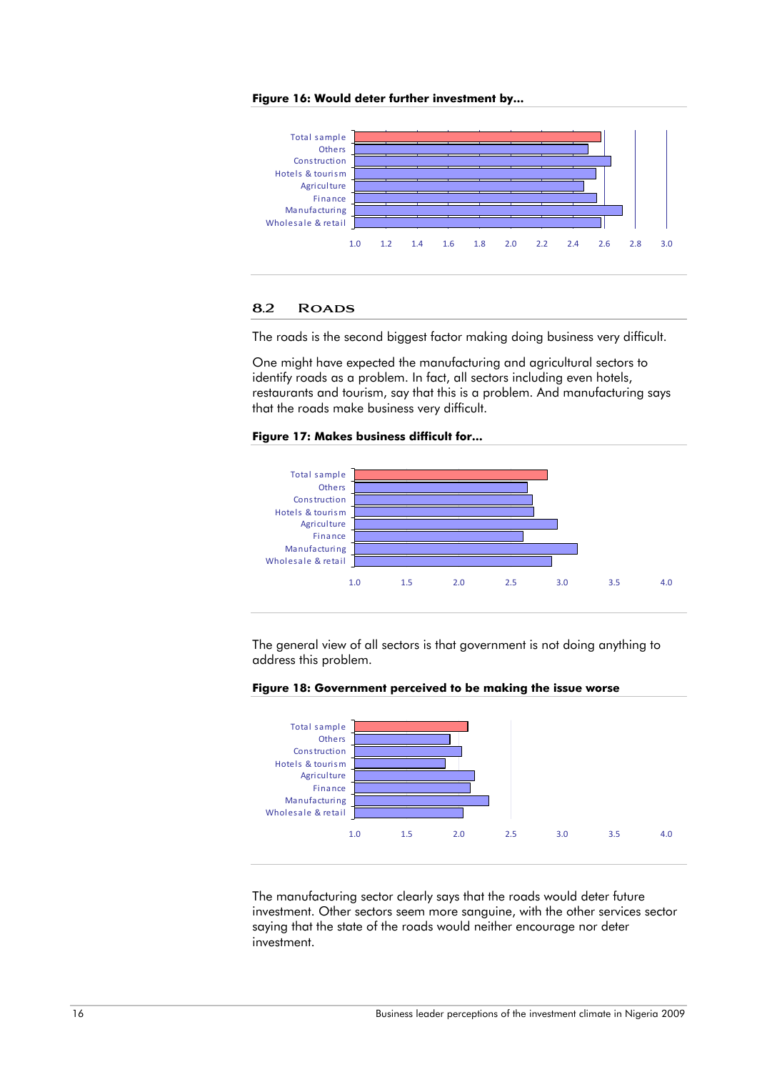**Figure 16: Would deter further investment by...**

**8.2 Roads**

The roads is the second biggest factor making doing business very difficult.

One might have expected the manufacturing and agricultural sectors to identify roads as a problem. In fact, all sectors including even hotels, restaurants and tourism, say that this is a problem. And manufacturing says that the roads make business very difficult.

**Figure 17: Makes business difficult for...**

The general view of all sectors is that government is not doing anything to address this problem.

**Figure 18: Government perceived to be making the issue worse**

The manufacturing sector clearly says that the roads would deter future investment. Other sectors seem more sanguine, with the other services sector saying that the state of the roads would neither encourage nor deter investment.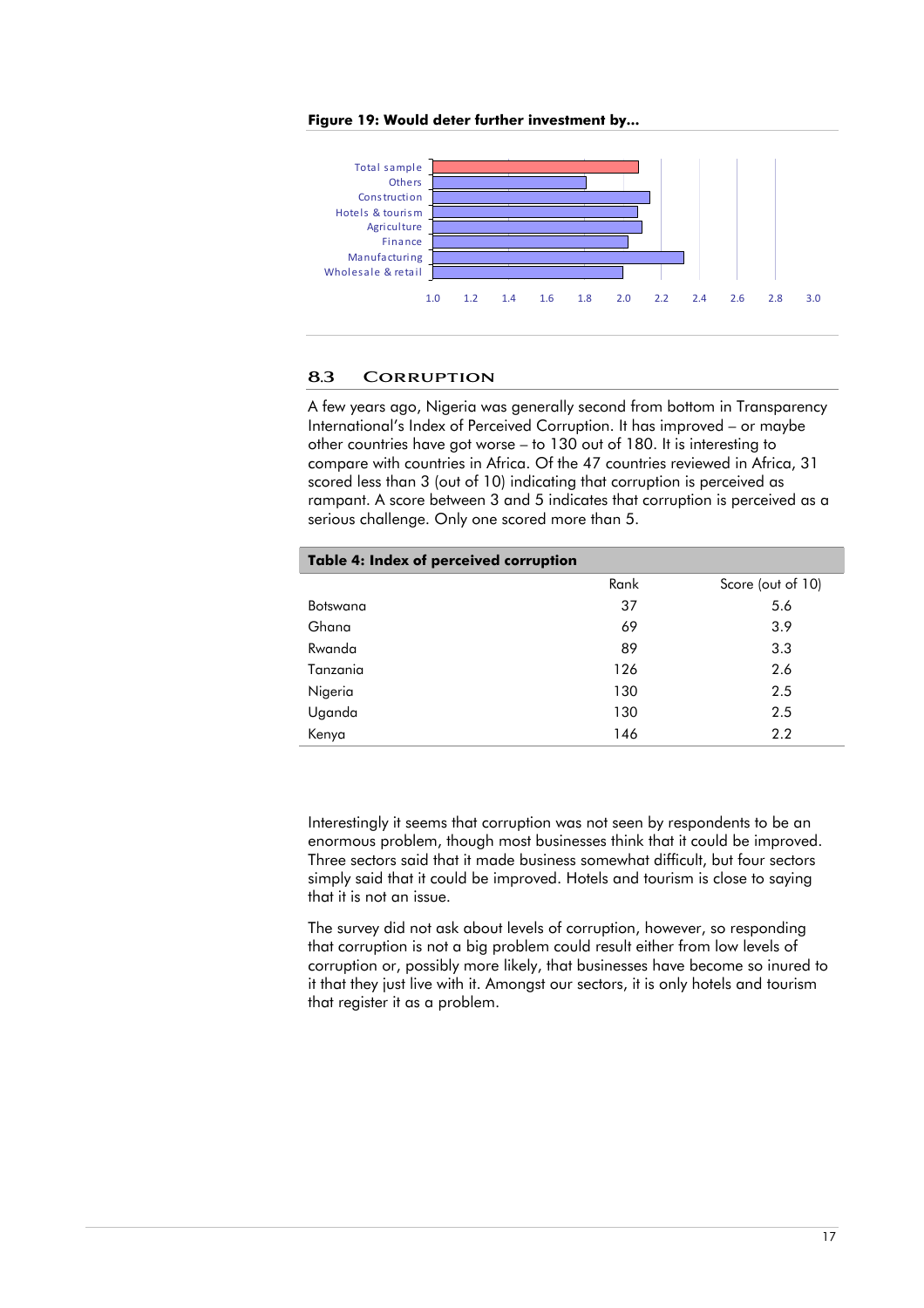**Figure 19: Would deter further investment by...**

## 8.3 CORRUPTION

A few years ago, Nigeria was generally second from bottom in Transparency International's Index of Perceived Corruption. It has improved – or maybe other countries have got worse – to 130 out of 180. It is interesting to compare with countries in Africa. Of the 47 countries reviewed in Africa, 31 scored less than 3 (out of 10) indicating that corruption is perceived as rampant. A score between 3 and 5 indicates that corruption is perceived as a serious challenge. Only one scored more than 5.

**Table 4: Index of perceived corruption**

| | Rank | Score (out of 10) |
|---|---|---|
| Botswana | 37 | 5.6 |
| Ghana | 69 | 3.9 |
| Rwanda | 89 | 3.3 |
| Tanzania | 126 | 2.6 |
| Nigeria | 130 | 2.5 |
| Uganda | 130 | 2.5 |
| Kenya | 146 | 2.2 |

Interestingly it seems that corruption was not seen by respondents to be an enormous problem, though most businesses think that it could be improved. Three sectors said that it made business somewhat difficult, but four sectors simply said that it could be improved. Hotels and tourism is close to saying that it is not an issue.

The survey did not ask about levels of corruption, however, so responding that corruption is not a big problem could result either from low levels of corruption or, possibly more likely, that businesses have become so inured to it that they just live with it. Amongst our sectors, it is only hotels and tourism that register it as a problem.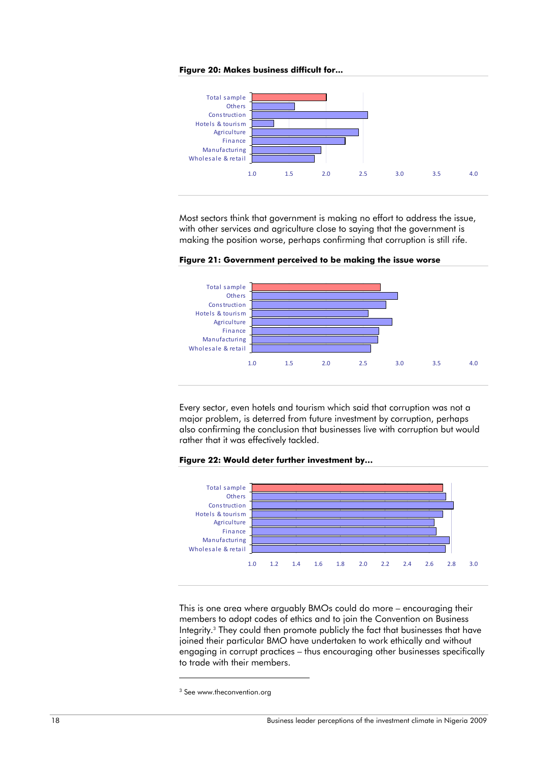**Figure 20: Makes business difficult for...**

Most sectors think that government is making no effort to address the issue, with other services and agriculture close to saying that the government is making the position worse, perhaps confirming that corruption is still rife.

**Figure 21: Government perceived to be making the issue worse**

Every sector, even hotels and tourism which said that corruption was not a major problem, is deterred from future investment by corruption, perhaps also confirming the conclusion that businesses live with corruption but would rather that it was effectively tackled.

**Figure 22: Would deter further investment by...**

This is one area where arguably BMOs could do more – encouraging their members to adopt codes of ethics and to join the Convention on Business Integrity.[3] They could then promote publicly the fact that businesses that have joined their particular BMO have undertaken to work ethically and without engaging in corrupt practices – thus encouraging other businesses specifically to trade with their members.

---

[3] See www.theconvention.org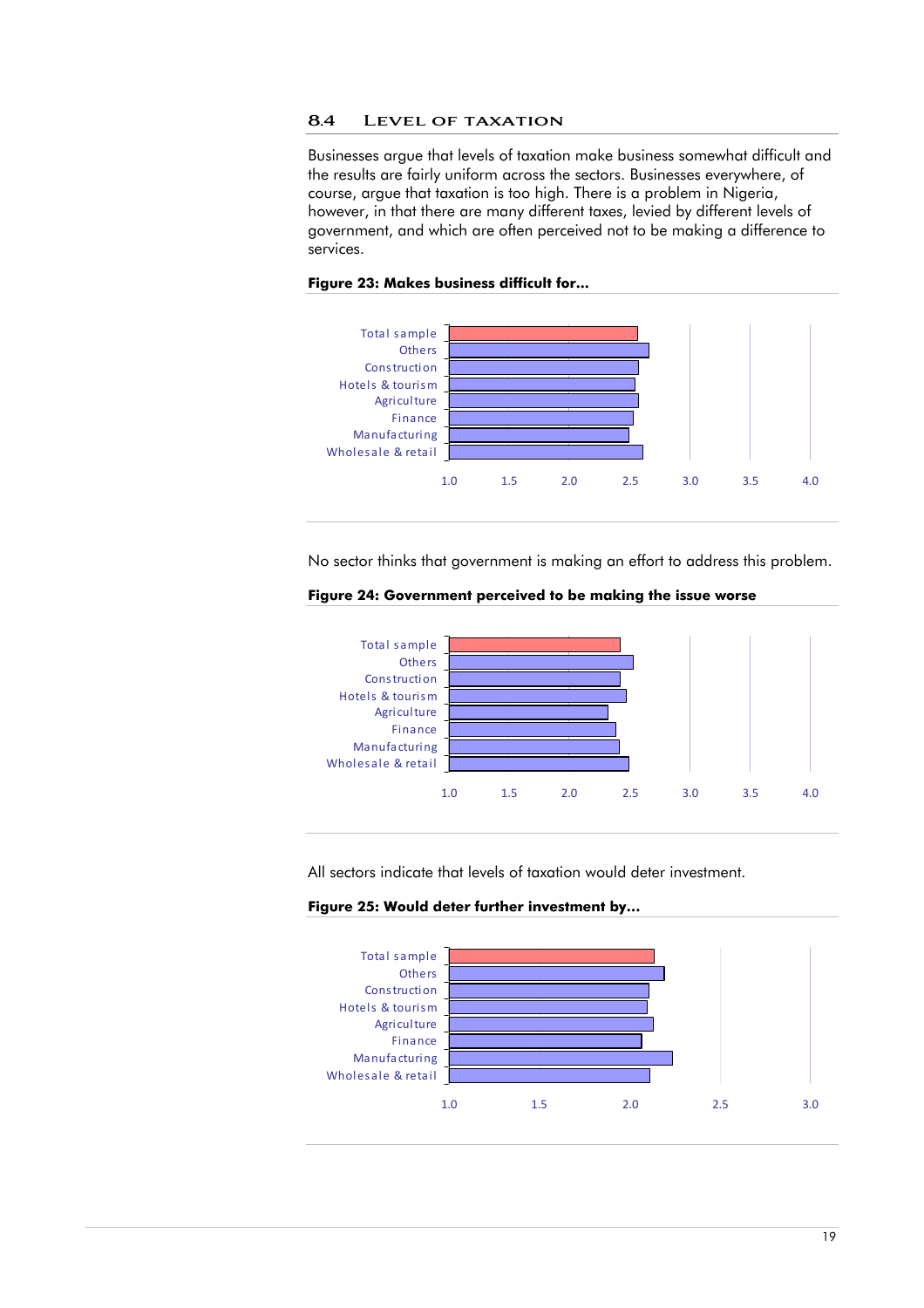### 8.4 Level of taxation

Businesses argue that levels of taxation make business somewhat difficult and the results are fairly uniform across the sectors. Businesses everywhere, of course, argue that taxation is too high. There is a problem in Nigeria, however, in that there are many different taxes, levied by different levels of government, and which are often perceived not to be making a difference to services.

**Figure 23: Makes business difficult for…**

Total sample
Others
Construction
Hotels & tourism
Agriculture
Finance
Manufacturing
Wholesale & retail

1.0 1.5 2.0 2.5 3.0 3.5 4.0

No sector thinks that government is making an effort to address this problem.

**Figure 24: Government perceived to be making the issue worse**

Total sample
Others
Construction
Hotels & tourism
Agriculture
Finance
Manufacturing
Wholesale & retail

1.0 1.5 2.0 2.5 3.0 3.5 4.0

All sectors indicate that levels of taxation would deter investment.

**Figure 25: Would deter further investment by…**

Total sample
Others
Construction
Hotels & tourism
Agriculture
Finance
Manufacturing
Wholesale & retail

1.0 1.5 2.0 2.5 3.0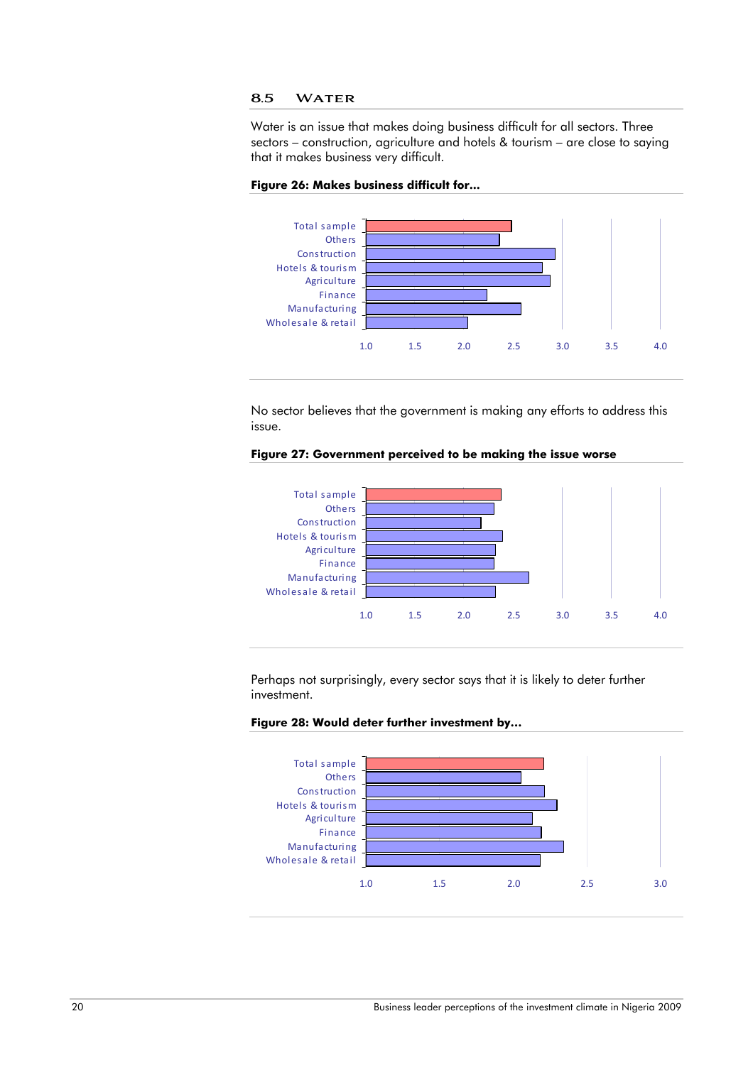## 8.5 WATER

Water is an issue that makes doing business difficult for all sectors. Three sectors – construction, agriculture and hotels & tourism – are close to saying that it makes business very difficult.

**Figure 26: Makes business difficult for...**

No sector believes that the government is making any efforts to address this issue.

**Figure 27: Government perceived to be making the issue worse**

Perhaps not surprisingly, every sector says that it is likely to deter further investment.

**Figure 28: Would deter further investment by...**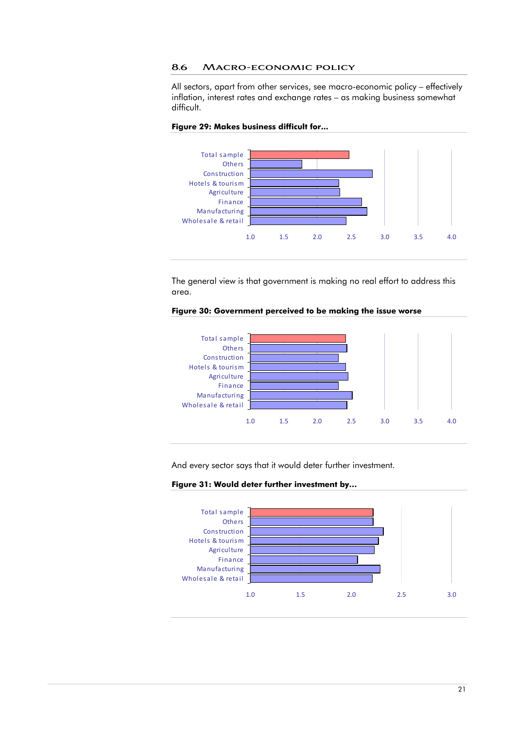## 8.6 Macro-economic policy

All sectors, apart from other services, see macro-economic policy – effectively inflation, interest rates and exchange rates – as making business somewhat difficult.

**Figure 29: Makes business difficult for…**

Total sample
Others
Construction
Hotels & tourism
Agriculture
Finance
Manufacturing
Wholesale & retail

1.0 1.5 2.0 2.5 3.0 3.5 4.0

The general view is that government is making no real effort to address this area.

**Figure 30: Government perceived to be making the issue worse**

Total sample
Others
Construction
Hotels & tourism
Agriculture
Finance
Manufacturing
Wholesale & retail

1.0 1.5 2.0 2.5 3.0 3.5 4.0

And every sector says that it would deter further investment.

**Figure 31: Would deter further investment by…**

Total sample
Others
Construction
Hotels & tourism
Agriculture
Finance
Manufacturing
Wholesale & retail

1.0 1.5 2.0 2.5 3.0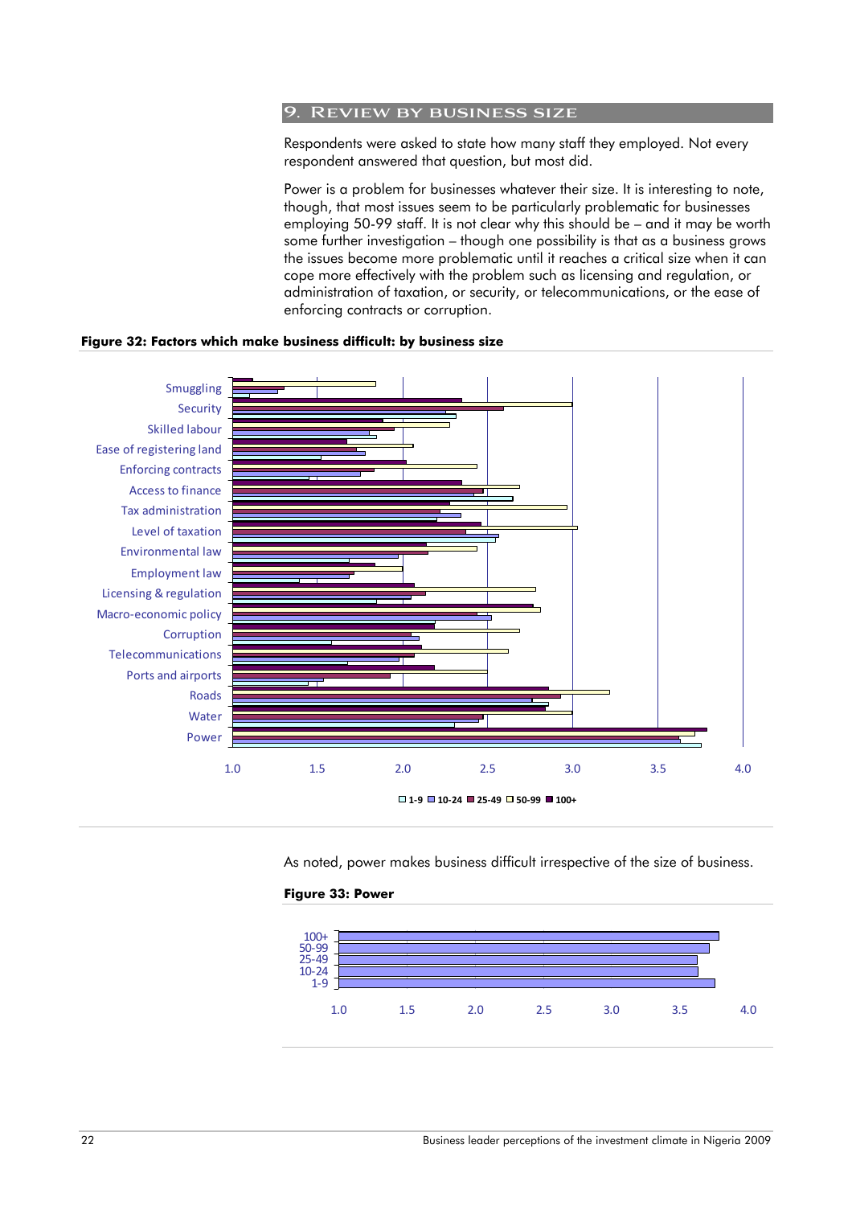## 9. Review by business size

Respondents were asked to state how many staff they employed. Not every respondent answered that question, but most did.

Power is a problem for businesses whatever their size. It is interesting to note, though, that most issues seem to be particularly problematic for businesses employing 50-99 staff. It is not clear why this should be – and it may be worth some further investigation – though one possibility is that as a business grows the issues become more problematic until it reaches a critical size when it can cope more effectively with the problem such as licensing and regulation, or administration of taxation, or security, or telecommunications, or the ease of enforcing contracts or corruption.

**Figure 32: Factors which make business difficult: by business size**

As noted, power makes business difficult irrespective of the size of business.

**Figure 33: Power**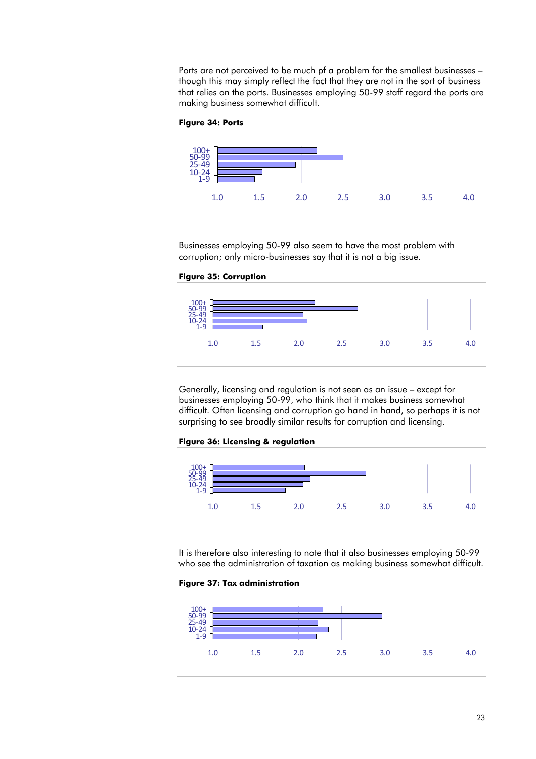Ports are not perceived to be much pf a problem for the smallest businesses – though this may simply reflect the fact that they are not in the sort of business that relies on the ports. Businesses employing 50-99 staff regard the ports are making business somewhat difficult.

**Figure 34: Ports**

Businesses employing 50-99 also seem to have the most problem with corruption; only micro-businesses say that it is not a big issue.

**Figure 35: Corruption**

Generally, licensing and regulation is not seen as an issue – except for businesses employing 50-99, who think that it makes business somewhat difficult. Often licensing and corruption go hand in hand, so perhaps it is not surprising to see broadly similar results for corruption and licensing.

**Figure 36: Licensing & regulation**

It is therefore also interesting to note that it also businesses employing 50-99 who see the administration of taxation as making business somewhat difficult.

**Figure 37: Tax administration**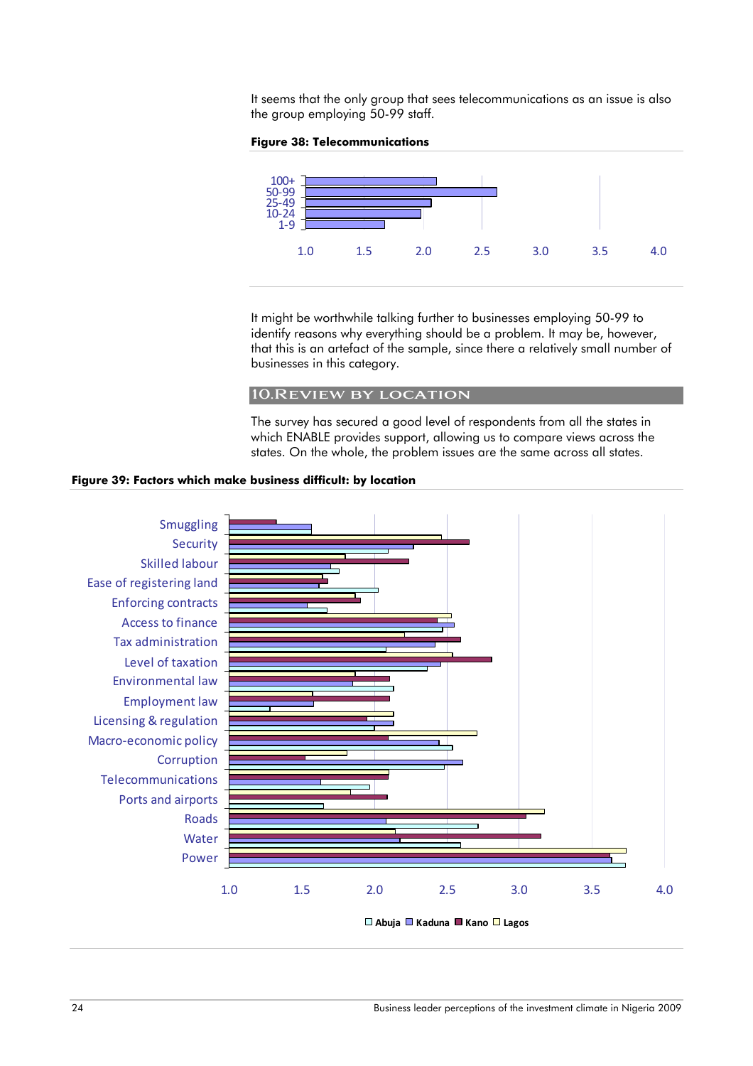It seems that the only group that sees telecommunications as an issue is also the group employing 50-99 staff.

**Figure 38: Telecommunications**

It might be worthwhile talking further to businesses employing 50-99 to identify reasons why everything should be a problem. It may be, however, that this is an artefact of the sample, since there a relatively small number of businesses in this category.

## 10. Review by location

The survey has secured a good level of respondents from all the states in which ENABLE provides support, allowing us to compare views across the states. On the whole, the problem issues are the same across all states.

**Figure 39: Factors which make business difficult: by location**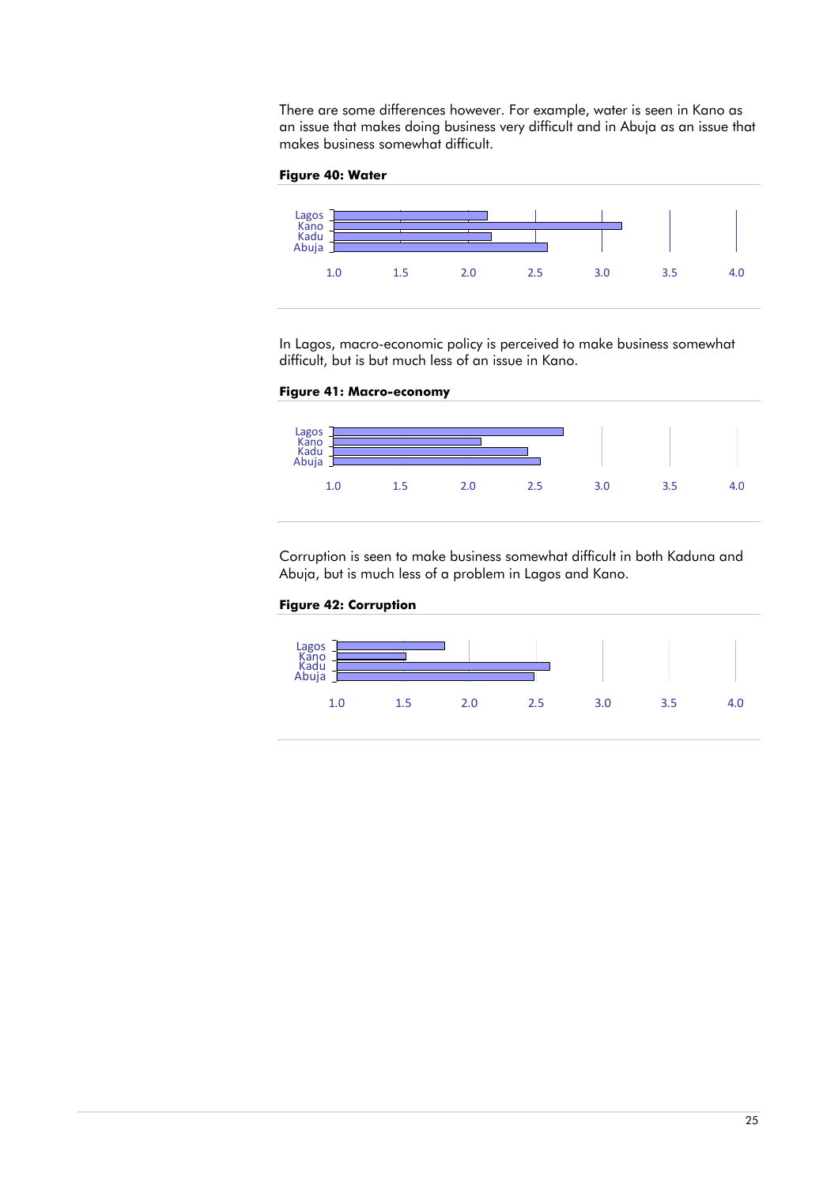There are some differences however. For example, water is seen in Kano as an issue that makes doing business very difficult and in Abuja as an issue that makes business somewhat difficult.

**Figure 40: Water**

Lagos
Kano
Kadu
Abuja

1.0 1.5 2.0 2.5 3.0 3.5 4.0

In Lagos, macro-economic policy is perceived to make business somewhat difficult, but is but much less of an issue in Kano.

**Figure 41: Macro-economy**

Lagos
Kano
Kadu
Abuja

1.0 1.5 2.0 2.5 3.0 3.5 4.0

Corruption is seen to make business somewhat difficult in both Kaduna and Abuja, but is much less of a problem in Lagos and Kano.

**Figure 42: Corruption**

Lagos
Kano
Kadu
Abuja

1.0 1.5 2.0 2.5 3.0 3.5 4.0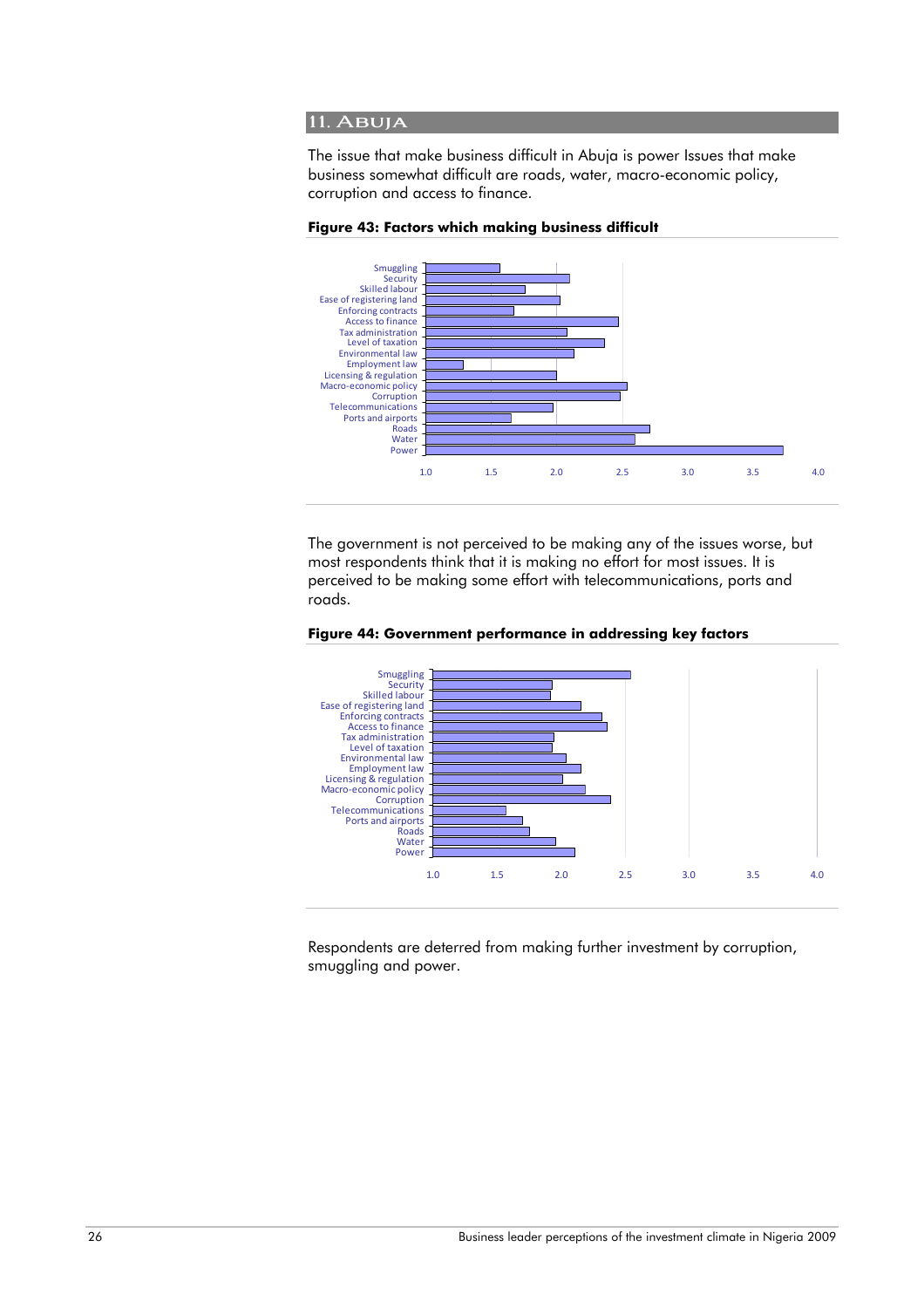## 11. Abuja

The issue that make business difficult in Abuja is power Issues that make business somewhat difficult are roads, water, macro-economic policy, corruption and access to finance.

**Figure 43: Factors which making business difficult**

The government is not perceived to be making any of the issues worse, but most respondents think that it is making no effort for most issues. It is perceived to be making some effort with telecommunications, ports and roads.

**Figure 44: Government performance in addressing key factors**

Respondents are deterred from making further investment by corruption, smuggling and power.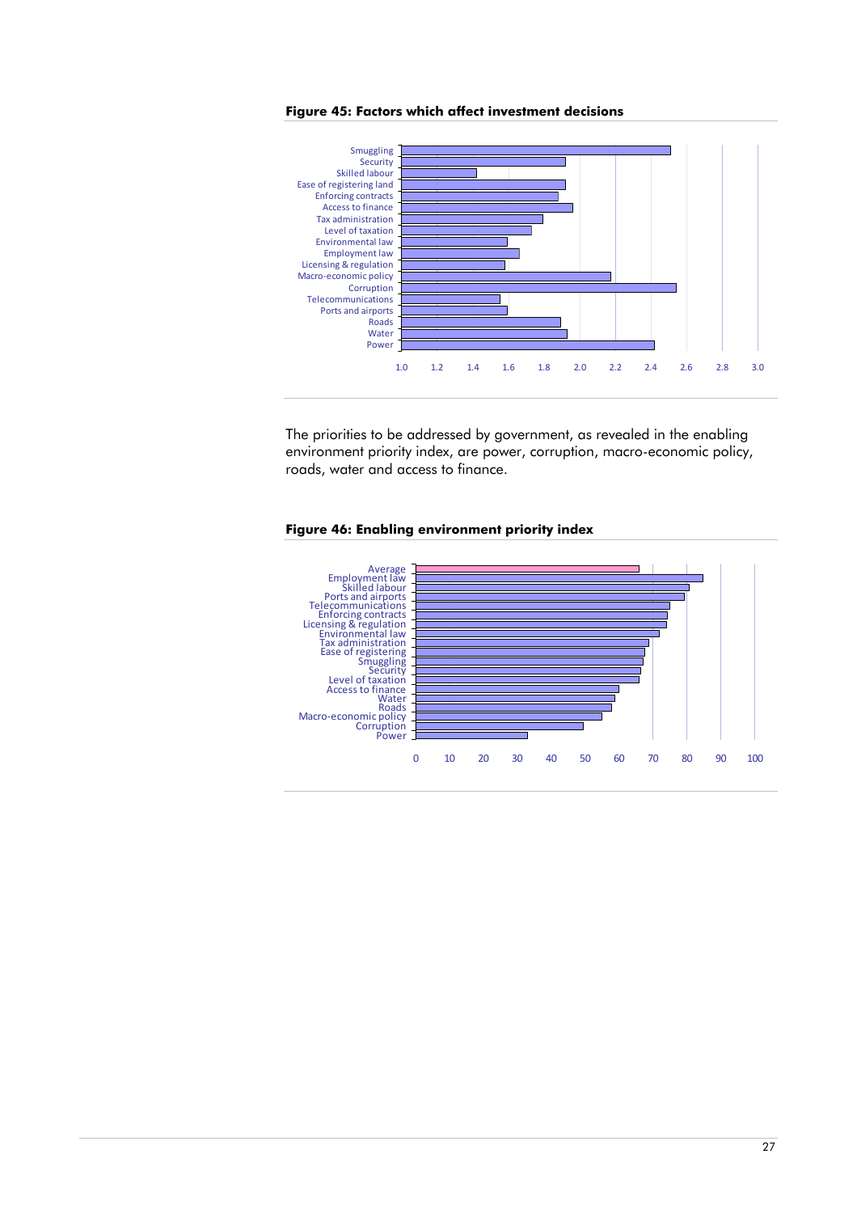**Figure 45: Factors which affect investment decisions**

**Figure 46: Enabling environment priority index**

The priorities to be addressed by government, as revealed in the enabling environment priority index, are power, corruption, macro-economic policy, roads, water and access to finance.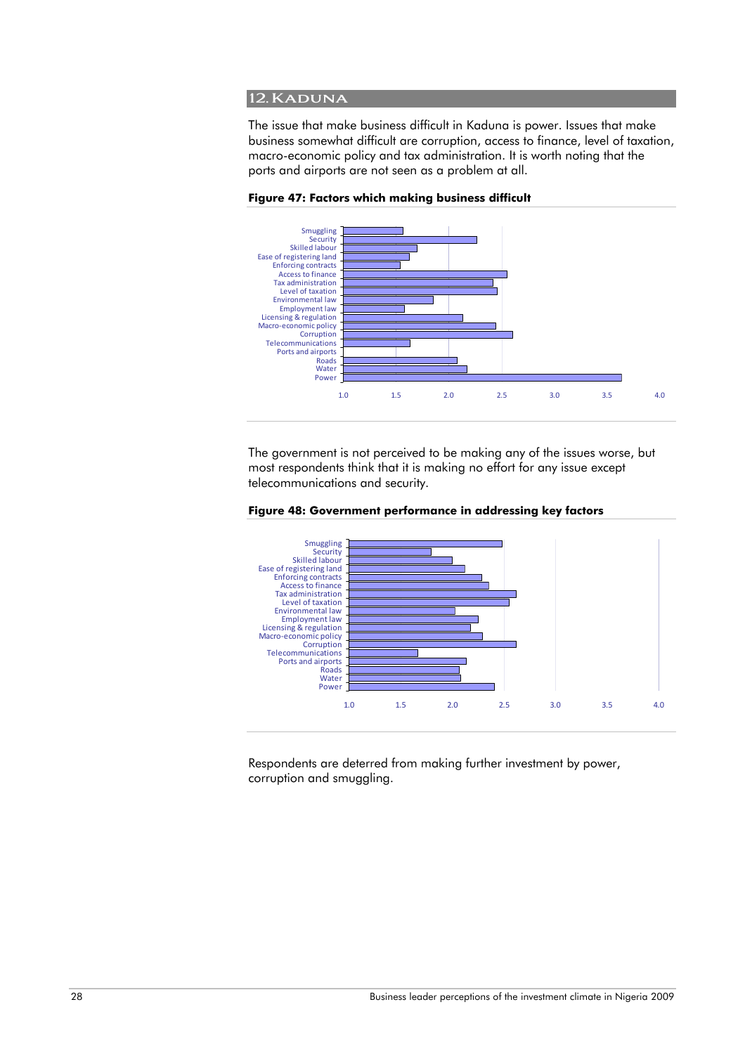## 12. Kaduna

The issue that make business difficult in Kaduna is power. Issues that make business somewhat difficult are corruption, access to finance, level of taxation, macro-economic policy and tax administration. It is worth noting that the ports and airports are not seen as a problem at all.

**Figure 47: Factors which making business difficult**

The government is not perceived to be making any of the issues worse, but most respondents think that it is making no effort for any issue except telecommunications and security.

**Figure 48: Government performance in addressing key factors**

Respondents are deterred from making further investment by power, corruption and smuggling.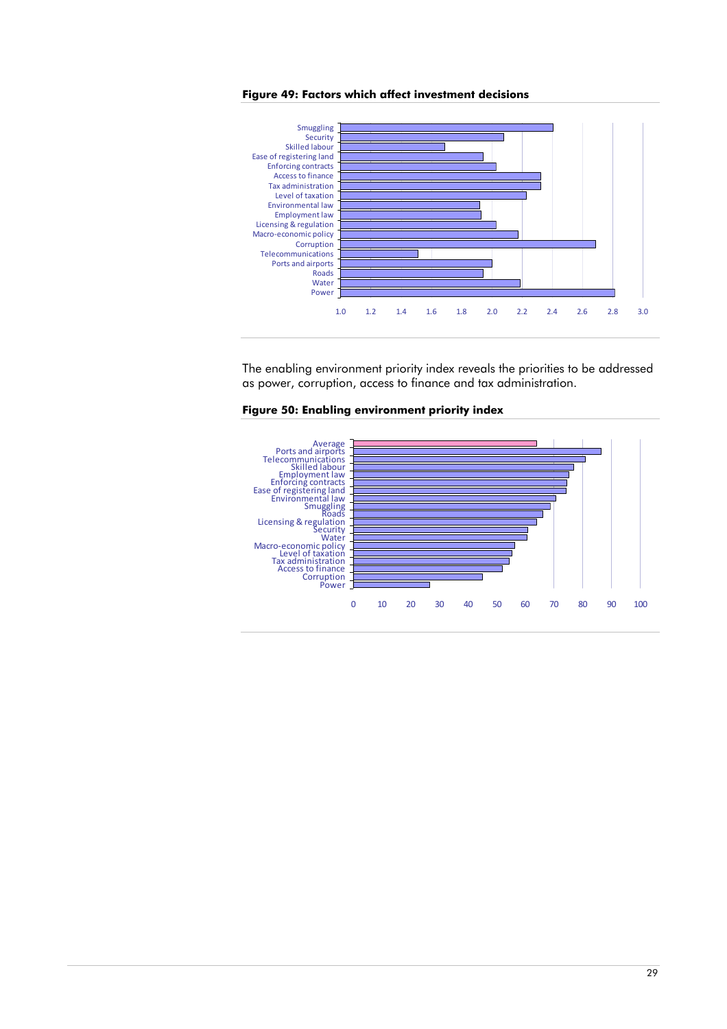**Figure 49: Factors which affect investment decisions**

The enabling environment priority index reveals the priorities to be addressed as power, corruption, access to finance and tax administration.

**Figure 50: Enabling environment priority index**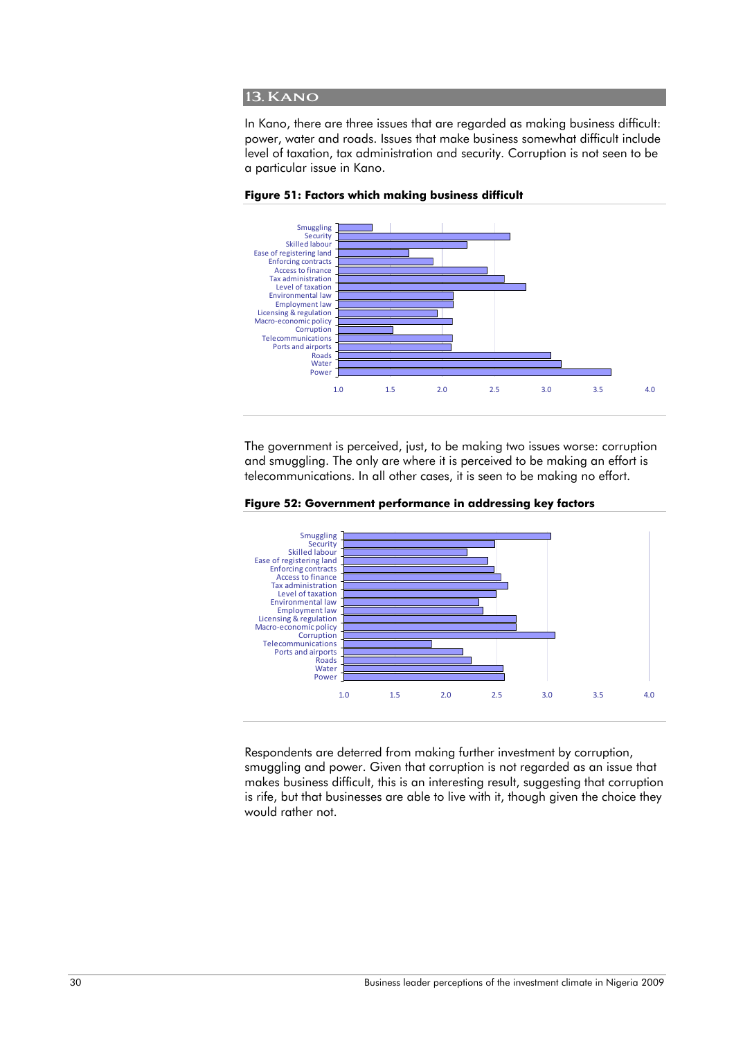## 13. Kano

In Kano, there are three issues that are regarded as making business difficult: power, water and roads. Issues that make business somewhat difficult include level of taxation, tax administration and security. Corruption is not seen to be a particular issue in Kano.

**Figure 51: Factors which making business difficult**

The government is perceived, just, to be making two issues worse: corruption and smuggling. The only are where it is perceived to be making an effort is telecommunications. In all other cases, it is seen to be making no effort.

**Figure 52: Government performance in addressing key factors**

Respondents are deterred from making further investment by corruption, smuggling and power. Given that corruption is not regarded as an issue that makes business difficult, this is an interesting result, suggesting that corruption is rife, but that businesses are able to live with it, though given the choice they would rather not.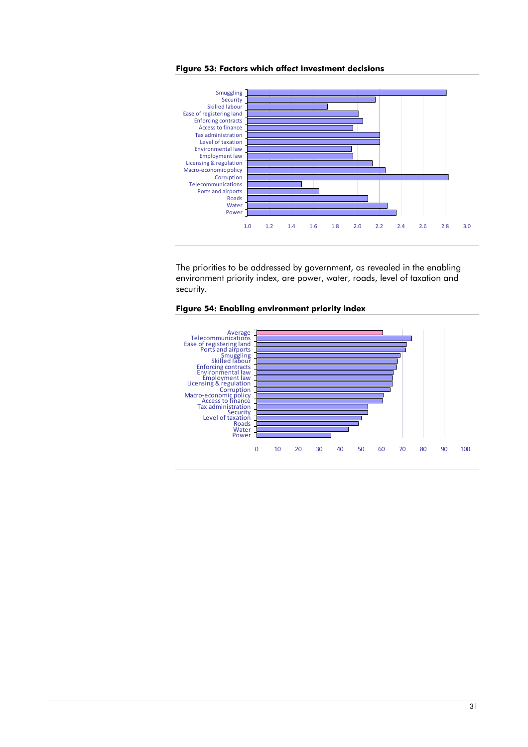**Figure 53: Factors which affect investment decisions**

The priorities to be addressed by government, as revealed in the enabling environment priority index, are power, water, roads, level of taxation and security.

**Figure 54: Enabling environment priority index**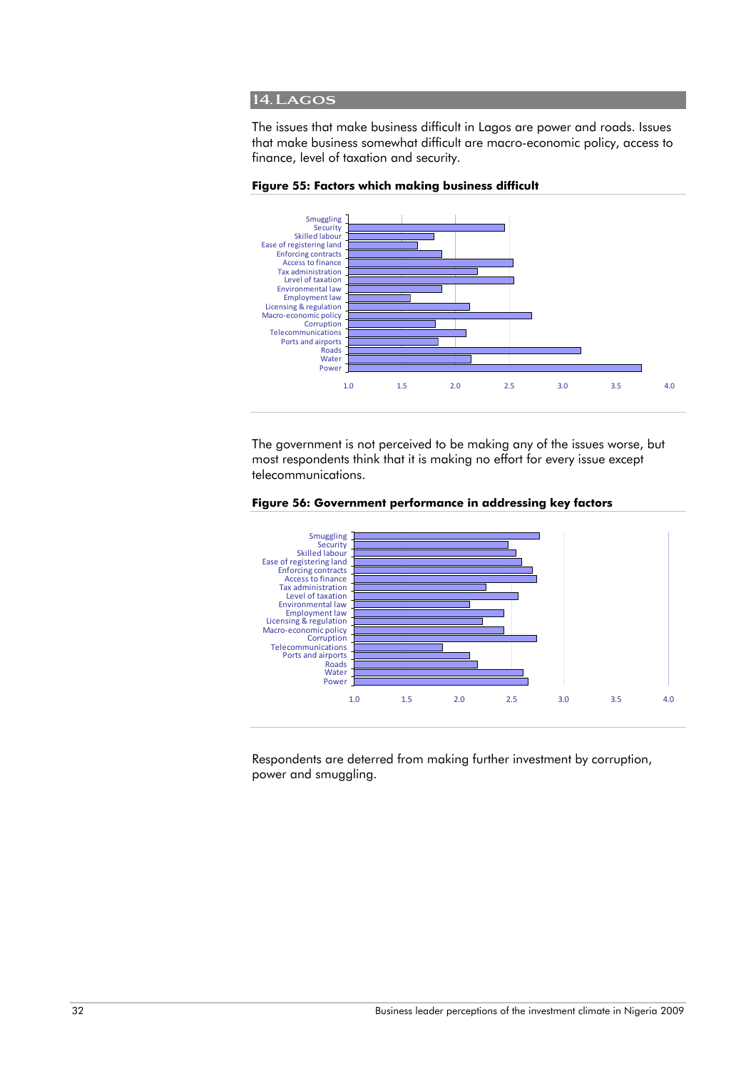## 14. Lagos

The issues that make business difficult in Lagos are power and roads. Issues that make business somewhat difficult are macro-economic policy, access to finance, level of taxation and security.

**Figure 55: Factors which making business difficult**

The government is not perceived to be making any of the issues worse, but most respondents think that it is making no effort for every issue except telecommunications.

**Figure 56: Government performance in addressing key factors**

Respondents are deterred from making further investment by corruption, power and smuggling.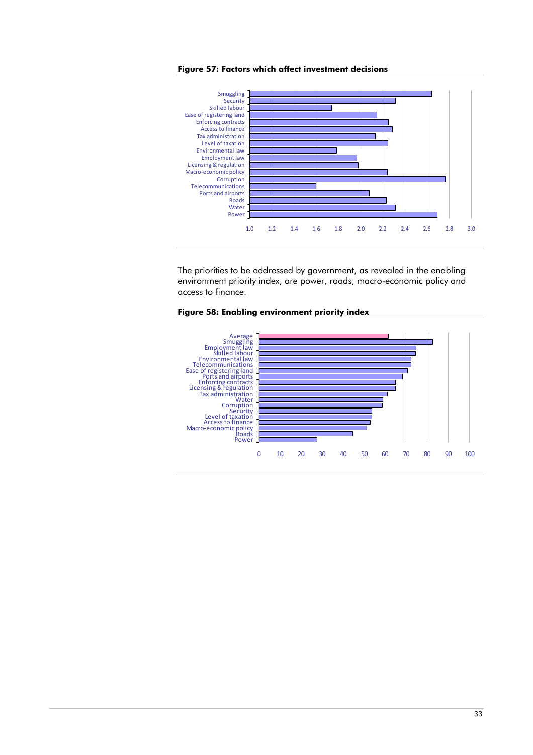**Figure 57: Factors which affect investment decisions**

| Factor | Value (approx.) |
|---|---|
| Smuggling | 2.64 |
| Security | 2.32 |
| Skilled labour | 1.74 |
| Ease of registering land | 2.15 |
| Enforcing contracts | 2.25 |
| Access to finance | 2.29 |
| Tax administration | 2.14 |
| Level of taxation | 2.25 |
| Environmental law | 1.79 |
| Employment law | 1.97 |
| Licensing & regulation | 1.99 |
| Macro-economic policy | 2.25 |
| Corruption | 2.77 |
| Telecommunications | 1.60 |
| Ports and airports | 2.08 |
| Roads | 2.24 |
| Water | 2.32 |
| Power | 2.70 |

The priorities to be addressed by government, as revealed in the enabling environment priority index, are power, roads, macro-economic policy and access to finance.

**Figure 58: Enabling environment priority index**

| Factor | Value (approx.) |
|---|---|
| Average | 61 |
| Smuggling | 82 |
| Employment law | 74 |
| Skilled labour | 74 |
| Environmental law | 72 |
| Telecommunications | 72 |
| Ease of registering land | 70 |
| Ports and airports | 68 |
| Enforcing contracts | 65 |
| Licensing & regulation | 65 |
| Tax administration | 61 |
| Water | 59 |
| Corruption | 58 |
| Security | 53 |
| Level of taxation | 53 |
| Access to finance | 53 |
| Macro-economic policy | 51 |
| Roads | 44 |
| Power | 27 |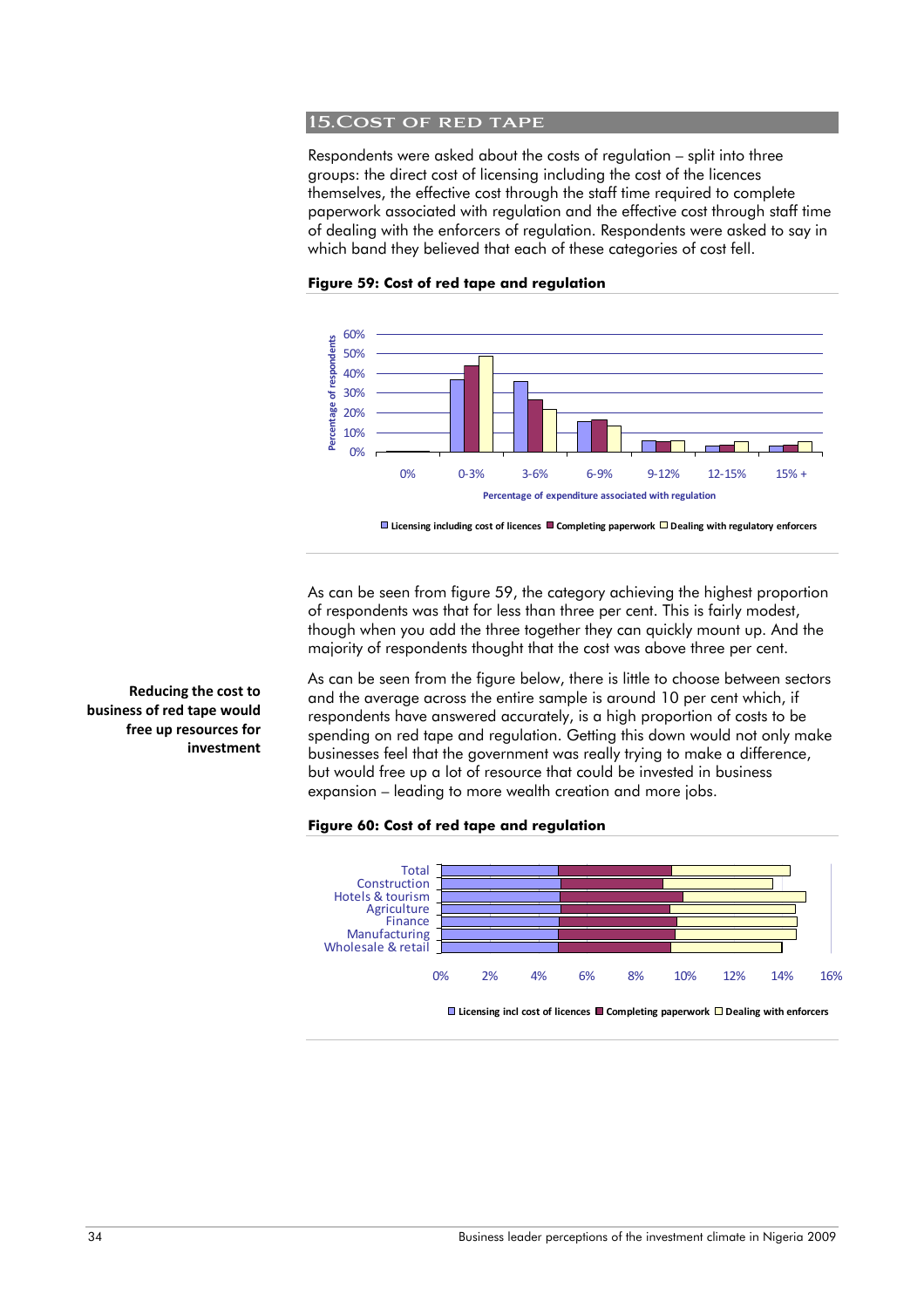## 15. Cost of red tape

Respondents were asked about the costs of regulation – split into three groups: the direct cost of licensing including the cost of the licences themselves, the effective cost through the staff time required to complete paperwork associated with regulation and the effective cost through staff time of dealing with the enforcers of regulation. Respondents were asked to say in which band they believed that each of these categories of cost fell.

**Figure 59: Cost of red tape and regulation**

Percentage of respondents
60%
50%
40%
30%
20%
10%
0%

0% | 0-3% | 3-6% | 6-9% | 9-12% | 12-15% | 15% +

Percentage of expenditure associated with regulation

Licensing including cost of licences | Completing paperwork | Dealing with regulatory enforcers

As can be seen from figure 59, the category achieving the highest proportion of respondents was that for less than three per cent. This is fairly modest, though when you add the three together they can quickly mount up. And the majority of respondents thought that the cost was above three per cent.

**Reducing the cost to business of red tape would free up resources for investment**

As can be seen from the figure below, there is little to choose between sectors and the average across the entire sample is around 10 per cent which, if respondents have answered accurately, is a high proportion of costs to be spending on red tape and regulation. Getting this down would not only make businesses feel that the government was really trying to make a difference, but would free up a lot of resource that could be invested in business expansion – leading to more wealth creation and more jobs.

**Figure 60: Cost of red tape and regulation**

Total
Construction
Hotels & tourism
Agriculture
Finance
Manufacturing
Wholesale & retail

0% | 2% | 4% | 6% | 8% | 10% | 12% | 14% | 16%

Licensing incl cost of licences | Completing paperwork | Dealing with enforcers